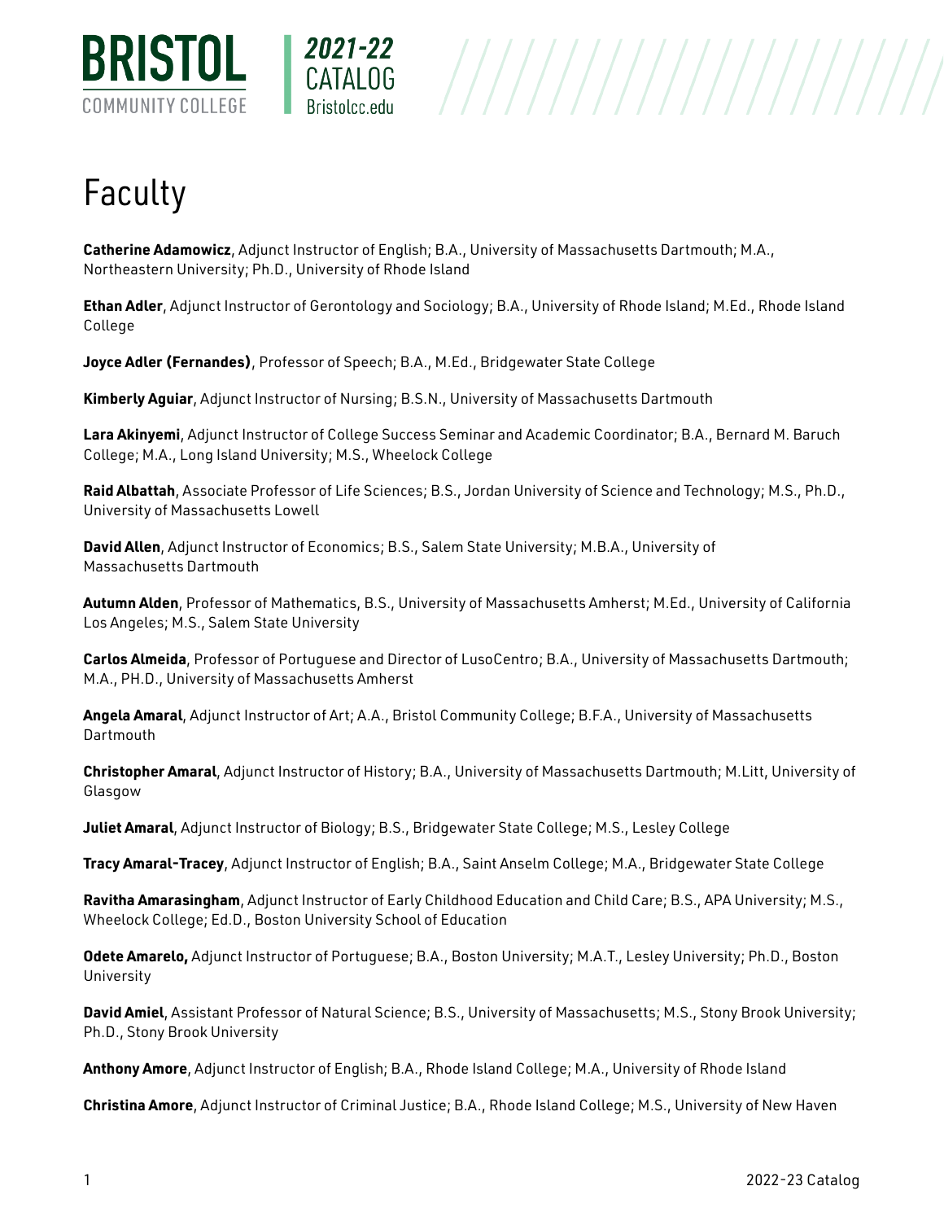# Faculty

**Catherine Adamowicz**, Adjunct Instructor of English; B.A., University of Massachusetts Dartmouth; M.A., Northeastern University; Ph.D., University of Rhode Island

**Ethan Adler**, Adjunct Instructor of Gerontology and Sociology; B.A., University of Rhode Island; M.Ed., Rhode Island College

**Joyce Adler (Fernandes)**, Professor of Speech; B.A., M.Ed., Bridgewater State College

**Kimberly Aguiar**, Adjunct Instructor of Nursing; B.S.N., University of Massachusetts Dartmouth

**Lara Akinyemi**, Adjunct Instructor of College Success Seminar and Academic Coordinator; B.A., Bernard M. Baruch College; M.A., Long Island University; M.S., Wheelock College

**Raid Albattah**, Associate Professor of Life Sciences; B.S., Jordan University of Science and Technology; M.S., Ph.D., University of Massachusetts Lowell

**David Allen**, Adjunct Instructor of Economics; B.S., Salem State University; M.B.A., University of Massachusetts Dartmouth

**Autumn Alden**, Professor of Mathematics, B.S., University of Massachusetts Amherst; M.Ed., University of California Los Angeles; M.S., Salem State University

**Carlos Almeida**, Professor of Portuguese and Director of LusoCentro; B.A., University of Massachusetts Dartmouth; M.A., PH.D., University of Massachusetts Amherst

**Angela Amaral**, Adjunct Instructor of Art; A.A., Bristol Community College; B.F.A., University of Massachusetts Dartmouth

**Christopher Amaral**, Adjunct Instructor of History; B.A., University of Massachusetts Dartmouth; M.Litt, University of Glasgow

**Juliet Amaral**, Adjunct Instructor of Biology; B.S., Bridgewater State College; M.S., Lesley College

**Tracy Amaral-Tracey**, Adjunct Instructor of English; B.A., Saint Anselm College; M.A., Bridgewater State College

**Ravitha Amarasingham**, Adjunct Instructor of Early Childhood Education and Child Care; B.S., APA University; M.S., Wheelock College; Ed.D., Boston University School of Education

**Odete Amarelo,** Adjunct Instructor of Portuguese; B.A., Boston University; M.A.T., Lesley University; Ph.D., Boston University

**David Amiel**, Assistant Professor of Natural Science; B.S., University of Massachusetts; M.S., Stony Brook University; Ph.D., Stony Brook University

**Anthony Amore**, Adjunct Instructor of English; B.A., Rhode Island College; M.A., University of Rhode Island

**Christina Amore**, Adjunct Instructor of Criminal Justice; B.A., Rhode Island College; M.S., University of New Haven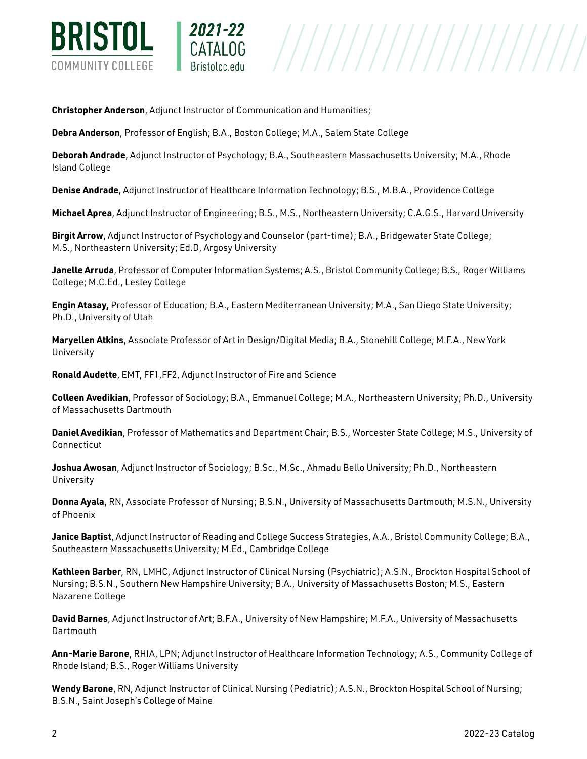**Christopher Anderson**, Adjunct Instructor of Communication and Humanities;

**Debra Anderson**, Professor of English; B.A., Boston College; M.A., Salem State College

**Deborah Andrade**, Adjunct Instructor of Psychology; B.A., Southeastern Massachusetts University; M.A., Rhode Island College

**Denise Andrade**, Adjunct Instructor of Healthcare Information Technology; B.S., M.B.A., Providence College

**Michael Aprea**, Adjunct Instructor of Engineering; B.S., M.S., Northeastern University; C.A.G.S., Harvard University

**Birgit Arrow**, Adjunct Instructor of Psychology and Counselor (part-time); B.A., Bridgewater State College; M.S., Northeastern University; Ed.D, Argosy University

**Janelle Arruda**, Professor of Computer Information Systems; A.S., Bristol Community College; B.S., Roger Williams College; M.C.Ed., Lesley College

**Engin Atasay,** Professor of Education; B.A., Eastern Mediterranean University; M.A., San Diego State University; Ph.D., University of Utah

**Maryellen Atkins**, Associate Professor of Art in Design/Digital Media; B.A., Stonehill College; M.F.A., New York University

**Ronald Audette**, EMT, FF1,FF2, Adjunct Instructor of Fire and Science

**Colleen Avedikian**, Professor of Sociology; B.A., Emmanuel College; M.A., Northeastern University; Ph.D., University of Massachusetts Dartmouth

**Daniel Avedikian**, Professor of Mathematics and Department Chair; B.S., Worcester State College; M.S., University of Connecticut

**Joshua Awosan**, Adjunct Instructor of Sociology; B.Sc., M.Sc., Ahmadu Bello University; Ph.D., Northeastern University

**Donna Ayala**, RN, Associate Professor of Nursing; B.S.N., University of Massachusetts Dartmouth; M.S.N., University of Phoenix

**Janice Baptist**, Adjunct Instructor of Reading and College Success Strategies, A.A., Bristol Community College; B.A., Southeastern Massachusetts University; M.Ed., Cambridge College

**Kathleen Barber**, RN, LMHC, Adjunct Instructor of Clinical Nursing (Psychiatric); A.S.N., Brockton Hospital School of Nursing; B.S.N., Southern New Hampshire University; B.A., University of Massachusetts Boston; M.S., Eastern Nazarene College

**David Barnes**, Adjunct Instructor of Art; B.F.A., University of New Hampshire; M.F.A., University of Massachusetts Dartmouth

**Ann-Marie Barone**, RHIA, LPN; Adjunct Instructor of Healthcare Information Technology; A.S., Community College of Rhode Island; B.S., Roger Williams University

**Wendy Barone**, RN, Adjunct Instructor of Clinical Nursing (Pediatric); A.S.N., Brockton Hospital School of Nursing; B.S.N., Saint Joseph's College of Maine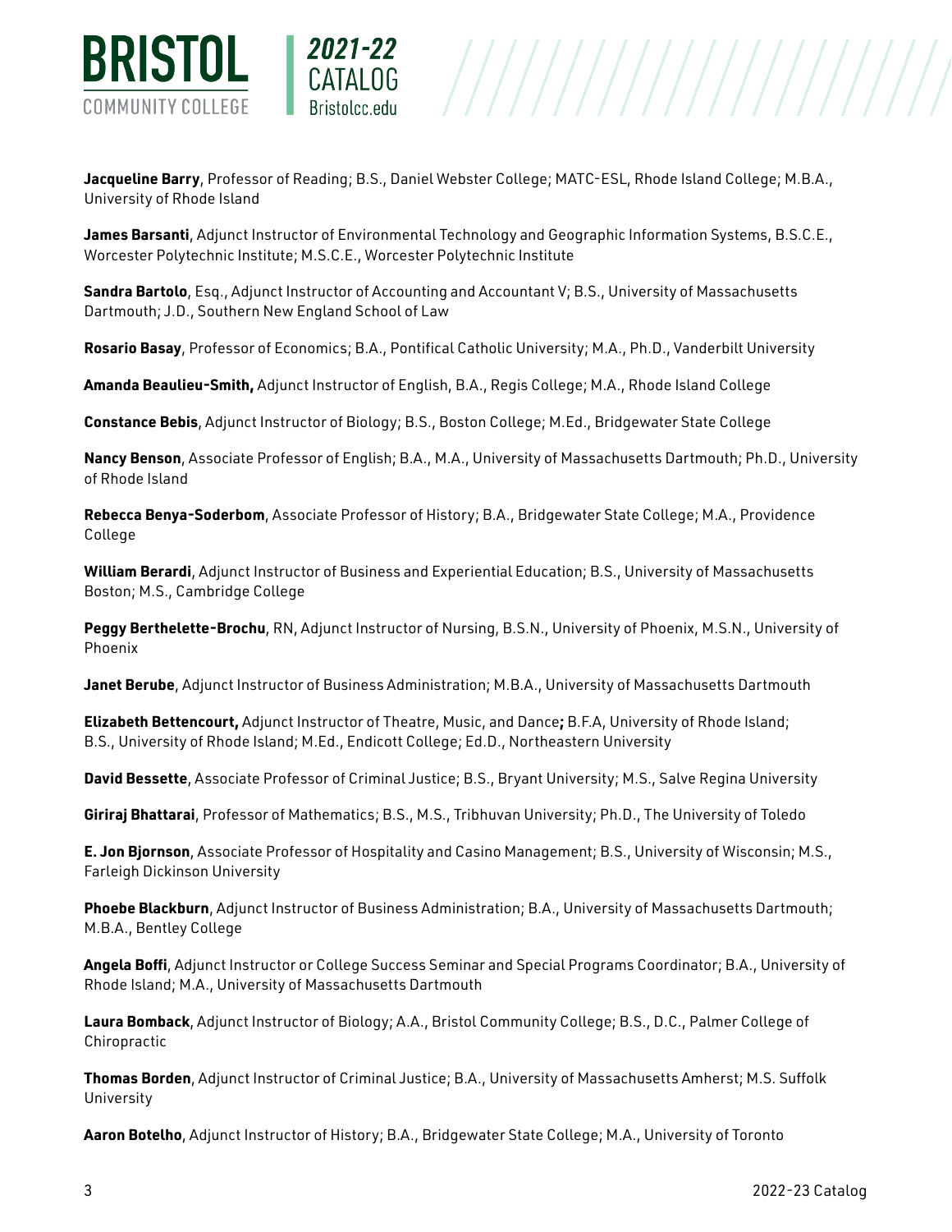**Jacqueline Barry**, Professor of Reading; B.S., Daniel Webster College; MATC-ESL, Rhode Island College; M.B.A., University of Rhode Island

**James Barsanti**, Adjunct Instructor of Environmental Technology and Geographic Information Systems, B.S.C.E., Worcester Polytechnic Institute; M.S.C.E., Worcester Polytechnic Institute

**Sandra Bartolo**, Esq., Adjunct Instructor of Accounting and Accountant V; B.S., University of Massachusetts Dartmouth; J.D., Southern New England School of Law

**Rosario Basay**, Professor of Economics; B.A., Pontifical Catholic University; M.A., Ph.D., Vanderbilt University

**Amanda Beaulieu-Smith,** Adjunct Instructor of English, B.A., Regis College; M.A., Rhode Island College

**Constance Bebis**, Adjunct Instructor of Biology; B.S., Boston College; M.Ed., Bridgewater State College

**Nancy Benson**, Associate Professor of English; B.A., M.A., University of Massachusetts Dartmouth; Ph.D., University of Rhode Island

**Rebecca Benya-Soderbom**, Associate Professor of History; B.A., Bridgewater State College; M.A., Providence College

**William Berardi**, Adjunct Instructor of Business and Experiential Education; B.S., University of Massachusetts Boston; M.S., Cambridge College

**Peggy Berthelette-Brochu**, RN, Adjunct Instructor of Nursing, B.S.N., University of Phoenix, M.S.N., University of Phoenix

**Janet Berube**, Adjunct Instructor of Business Administration; M.B.A., University of Massachusetts Dartmouth

**Elizabeth Bettencourt,** Adjunct Instructor of Theatre, Music, and Dance**;** B.F.A, University of Rhode Island; B.S., University of Rhode Island; M.Ed., Endicott College; Ed.D., Northeastern University

**David Bessette**, Associate Professor of Criminal Justice; B.S., Bryant University; M.S., Salve Regina University

**Giriraj Bhattarai**, Professor of Mathematics; B.S., M.S., Tribhuvan University; Ph.D., The University of Toledo

**E. Jon Bjornson**, Associate Professor of Hospitality and Casino Management; B.S., University of Wisconsin; M.S., Farleigh Dickinson University

**Phoebe Blackburn**, Adjunct Instructor of Business Administration; B.A., University of Massachusetts Dartmouth; M.B.A., Bentley College

**Angela Boffi**, Adjunct Instructor or College Success Seminar and Special Programs Coordinator; B.A., University of Rhode Island; M.A., University of Massachusetts Dartmouth

**Laura Bomback**, Adjunct Instructor of Biology; A.A., Bristol Community College; B.S., D.C., Palmer College of Chiropractic

**Thomas Borden**, Adjunct Instructor of Criminal Justice; B.A., University of Massachusetts Amherst; M.S. Suffolk University

**Aaron Botelho**, Adjunct Instructor of History; B.A., Bridgewater State College; M.A., University of Toronto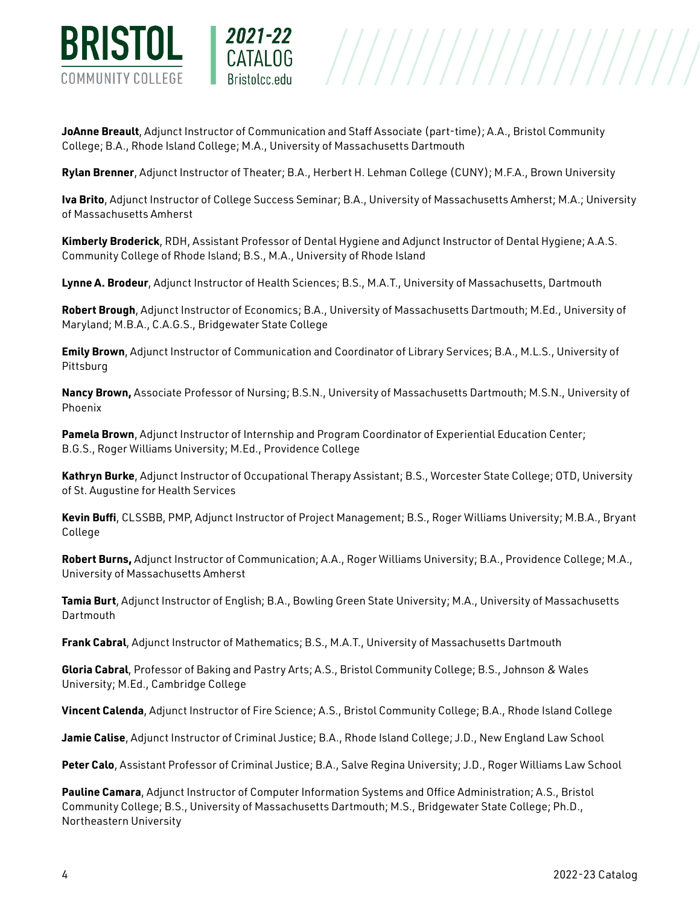**JoAnne Breault**, Adjunct Instructor of Communication and Staff Associate (part-time); A.A., Bristol Community College; B.A., Rhode Island College; M.A., University of Massachusetts Dartmouth

**Rylan Brenner**, Adjunct Instructor of Theater; B.A., Herbert H. Lehman College (CUNY); M.F.A., Brown University

**Iva Brito**, Adjunct Instructor of College Success Seminar; B.A., University of Massachusetts Amherst; M.A.; University of Massachusetts Amherst

**Kimberly Broderick**, RDH, Assistant Professor of Dental Hygiene and Adjunct Instructor of Dental Hygiene; A.A.S. Community College of Rhode Island; B.S., M.A., University of Rhode Island

**Lynne A. Brodeur**, Adjunct Instructor of Health Sciences; B.S., M.A.T., University of Massachusetts, Dartmouth

**Robert Brough**, Adjunct Instructor of Economics; B.A., University of Massachusetts Dartmouth; M.Ed., University of Maryland; M.B.A., C.A.G.S., Bridgewater State College

**Emily Brown**, Adjunct Instructor of Communication and Coordinator of Library Services; B.A., M.L.S., University of Pittsburg

**Nancy Brown,** Associate Professor of Nursing; B.S.N., University of Massachusetts Dartmouth; M.S.N., University of Phoenix

**Pamela Brown**, Adjunct Instructor of Internship and Program Coordinator of Experiential Education Center; B.G.S., Roger Williams University; M.Ed., Providence College

**Kathryn Burke**, Adjunct Instructor of Occupational Therapy Assistant; B.S., Worcester State College; OTD, University of St. Augustine for Health Services

**Kevin Buffi**, CLSSBB, PMP, Adjunct Instructor of Project Management; B.S., Roger Williams University; M.B.A., Bryant College

**Robert Burns,** Adjunct Instructor of Communication; A.A., Roger Williams University; B.A., Providence College; M.A., University of Massachusetts Amherst

**Tamia Burt**, Adjunct Instructor of English; B.A., Bowling Green State University; M.A., University of Massachusetts Dartmouth

**Frank Cabral**, Adjunct Instructor of Mathematics; B.S., M.A.T., University of Massachusetts Dartmouth

**Gloria Cabral**, Professor of Baking and Pastry Arts; A.S., Bristol Community College; B.S., Johnson & Wales University; M.Ed., Cambridge College

**Vincent Calenda**, Adjunct Instructor of Fire Science; A.S., Bristol Community College; B.A., Rhode Island College

**Jamie Calise**, Adjunct Instructor of Criminal Justice; B.A., Rhode Island College; J.D., New England Law School

**Peter Calo**, Assistant Professor of Criminal Justice; B.A., Salve Regina University; J.D., Roger Williams Law School

**Pauline Camara**, Adjunct Instructor of Computer Information Systems and Office Administration; A.S., Bristol Community College; B.S., University of Massachusetts Dartmouth; M.S., Bridgewater State College; Ph.D., Northeastern University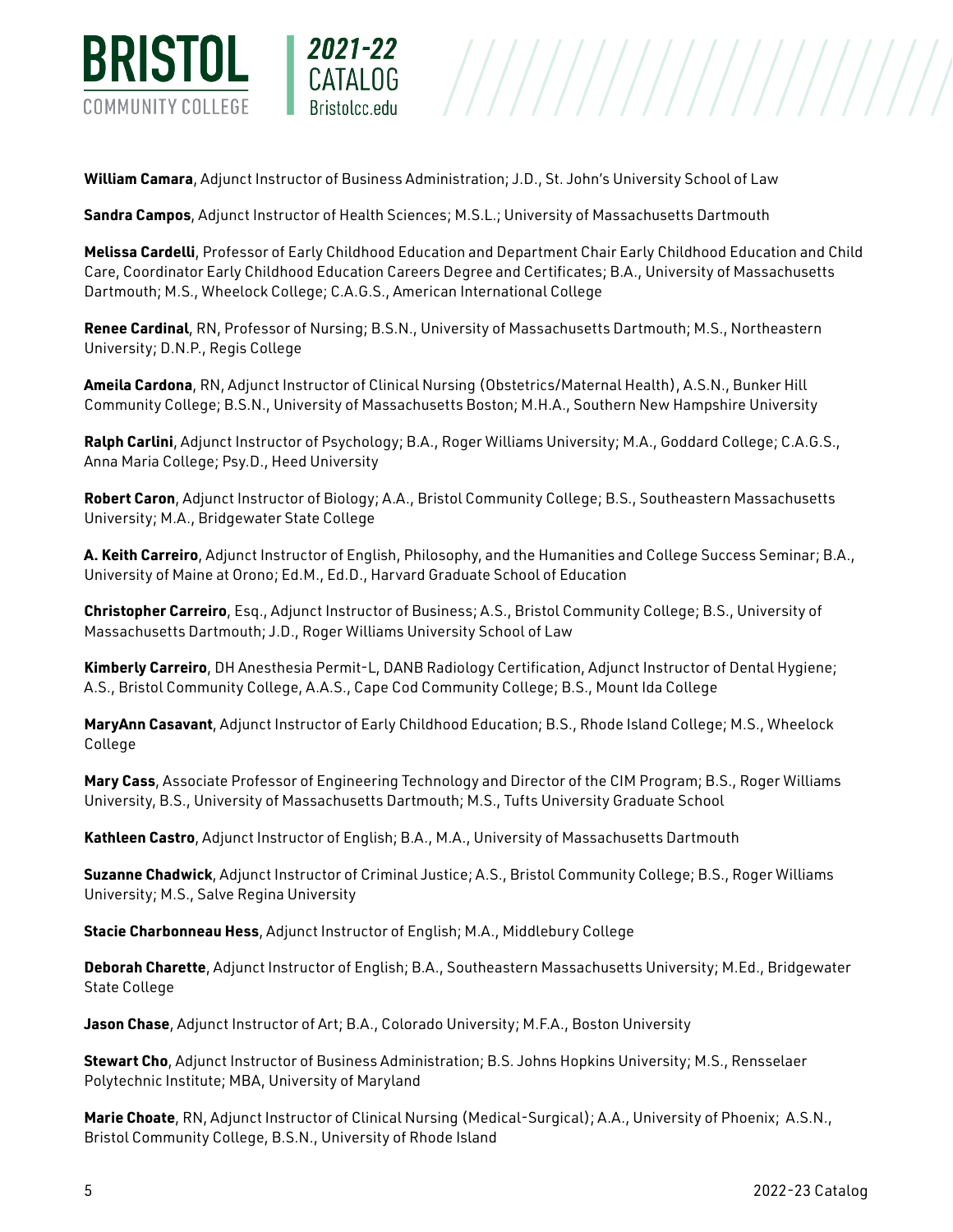**William Camara**, Adjunct Instructor of Business Administration; J.D., St. John's University School of Law

**Sandra Campos**, Adjunct Instructor of Health Sciences; M.S.L.; University of Massachusetts Dartmouth

**Melissa Cardelli**, Professor of Early Childhood Education and Department Chair Early Childhood Education and Child Care, Coordinator Early Childhood Education Careers Degree and Certificates; B.A., University of Massachusetts Dartmouth; M.S., Wheelock College; C.A.G.S., American International College

**Renee Cardinal**, RN, Professor of Nursing; B.S.N., University of Massachusetts Dartmouth; M.S., Northeastern University; D.N.P., Regis College

**Ameila Cardona**, RN, Adjunct Instructor of Clinical Nursing (Obstetrics/Maternal Health), A.S.N., Bunker Hill Community College; B.S.N., University of Massachusetts Boston; M.H.A., Southern New Hampshire University

**Ralph Carlini**, Adjunct Instructor of Psychology; B.A., Roger Williams University; M.A., Goddard College; C.A.G.S., Anna Maria College; Psy.D., Heed University

**Robert Caron**, Adjunct Instructor of Biology; A.A., Bristol Community College; B.S., Southeastern Massachusetts University; M.A., Bridgewater State College

**A. Keith Carreiro**, Adjunct Instructor of English, Philosophy, and the Humanities and College Success Seminar; B.A., University of Maine at Orono; Ed.M., Ed.D., Harvard Graduate School of Education

**Christopher Carreiro**, Esq., Adjunct Instructor of Business; A.S., Bristol Community College; B.S., University of Massachusetts Dartmouth; J.D., Roger Williams University School of Law

**Kimberly Carreiro**, DH Anesthesia Permit-L, DANB Radiology Certification, Adjunct Instructor of Dental Hygiene; A.S., Bristol Community College, A.A.S., Cape Cod Community College; B.S., Mount Ida College

**MaryAnn Casavant**, Adjunct Instructor of Early Childhood Education; B.S., Rhode Island College; M.S., Wheelock College

**Mary Cass**, Associate Professor of Engineering Technology and Director of the CIM Program; B.S., Roger Williams University, B.S., University of Massachusetts Dartmouth; M.S., Tufts University Graduate School

**Kathleen Castro**, Adjunct Instructor of English; B.A., M.A., University of Massachusetts Dartmouth

**Suzanne Chadwick**, Adjunct Instructor of Criminal Justice; A.S., Bristol Community College; B.S., Roger Williams University; M.S., Salve Regina University

**Stacie Charbonneau Hess**, Adjunct Instructor of English; M.A., Middlebury College

**Deborah Charette**, Adjunct Instructor of English; B.A., Southeastern Massachusetts University; M.Ed., Bridgewater State College

**Jason Chase**, Adjunct Instructor of Art; B.A., Colorado University; M.F.A., Boston University

**Stewart Cho**, Adjunct Instructor of Business Administration; B.S. Johns Hopkins University; M.S., Rensselaer Polytechnic Institute; MBA, University of Maryland

**Marie Choate**, RN, Adjunct Instructor of Clinical Nursing (Medical-Surgical); A.A., University of Phoenix; A.S.N., Bristol Community College, B.S.N., University of Rhode Island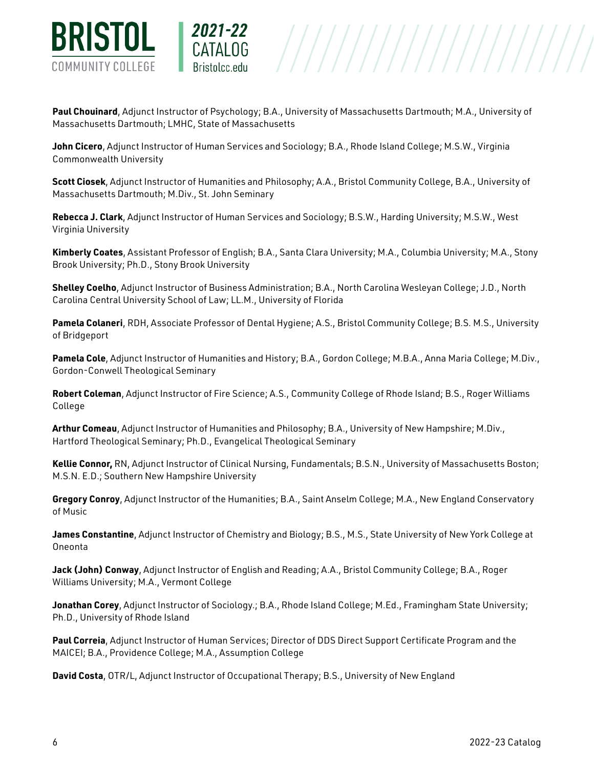**Paul Chouinard**, Adjunct Instructor of Psychology; B.A., University of Massachusetts Dartmouth; M.A., University of Massachusetts Dartmouth; LMHC, State of Massachusetts

**John Cicero**, Adjunct Instructor of Human Services and Sociology; B.A., Rhode Island College; M.S.W., Virginia Commonwealth University

**Scott Ciosek**, Adjunct Instructor of Humanities and Philosophy; A.A., Bristol Community College, B.A., University of Massachusetts Dartmouth; M.Div., St. John Seminary

**Rebecca J. Clark**, Adjunct Instructor of Human Services and Sociology; B.S.W., Harding University; M.S.W., West Virginia University

**Kimberly Coates**, Assistant Professor of English; B.A., Santa Clara University; M.A., Columbia University; M.A., Stony Brook University; Ph.D., Stony Brook University

**Shelley Coelho**, Adjunct Instructor of Business Administration; B.A., North Carolina Wesleyan College; J.D., North Carolina Central University School of Law; LL.M., University of Florida

**Pamela Colaneri**, RDH, Associate Professor of Dental Hygiene; A.S., Bristol Community College; B.S. M.S., University of Bridgeport

**Pamela Cole**, Adjunct Instructor of Humanities and History; B.A., Gordon College; M.B.A., Anna Maria College; M.Div., Gordon-Conwell Theological Seminary

**Robert Coleman**, Adjunct Instructor of Fire Science; A.S., Community College of Rhode Island; B.S., Roger Williams College

**Arthur Comeau**, Adjunct Instructor of Humanities and Philosophy; B.A., University of New Hampshire; M.Div., Hartford Theological Seminary; Ph.D., Evangelical Theological Seminary

**Kellie Connor,** RN, Adjunct Instructor of Clinical Nursing, Fundamentals; B.S.N., University of Massachusetts Boston; M.S.N. E.D.; Southern New Hampshire University

**Gregory Conroy**, Adjunct Instructor of the Humanities; B.A., Saint Anselm College; M.A., New England Conservatory of Music

**James Constantine**, Adjunct Instructor of Chemistry and Biology; B.S., M.S., State University of New York College at Oneonta

**Jack (John) Conway**, Adjunct Instructor of English and Reading; A.A., Bristol Community College; B.A., Roger Williams University; M.A., Vermont College

**Jonathan Corey**, Adjunct Instructor of Sociology.; B.A., Rhode Island College; M.Ed., Framingham State University; Ph.D., University of Rhode Island

**Paul Correia**, Adjunct Instructor of Human Services; Director of DDS Direct Support Certificate Program and the MAICEI; B.A., Providence College; M.A., Assumption College

**David Costa**, OTR/L, Adjunct Instructor of Occupational Therapy; B.S., University of New England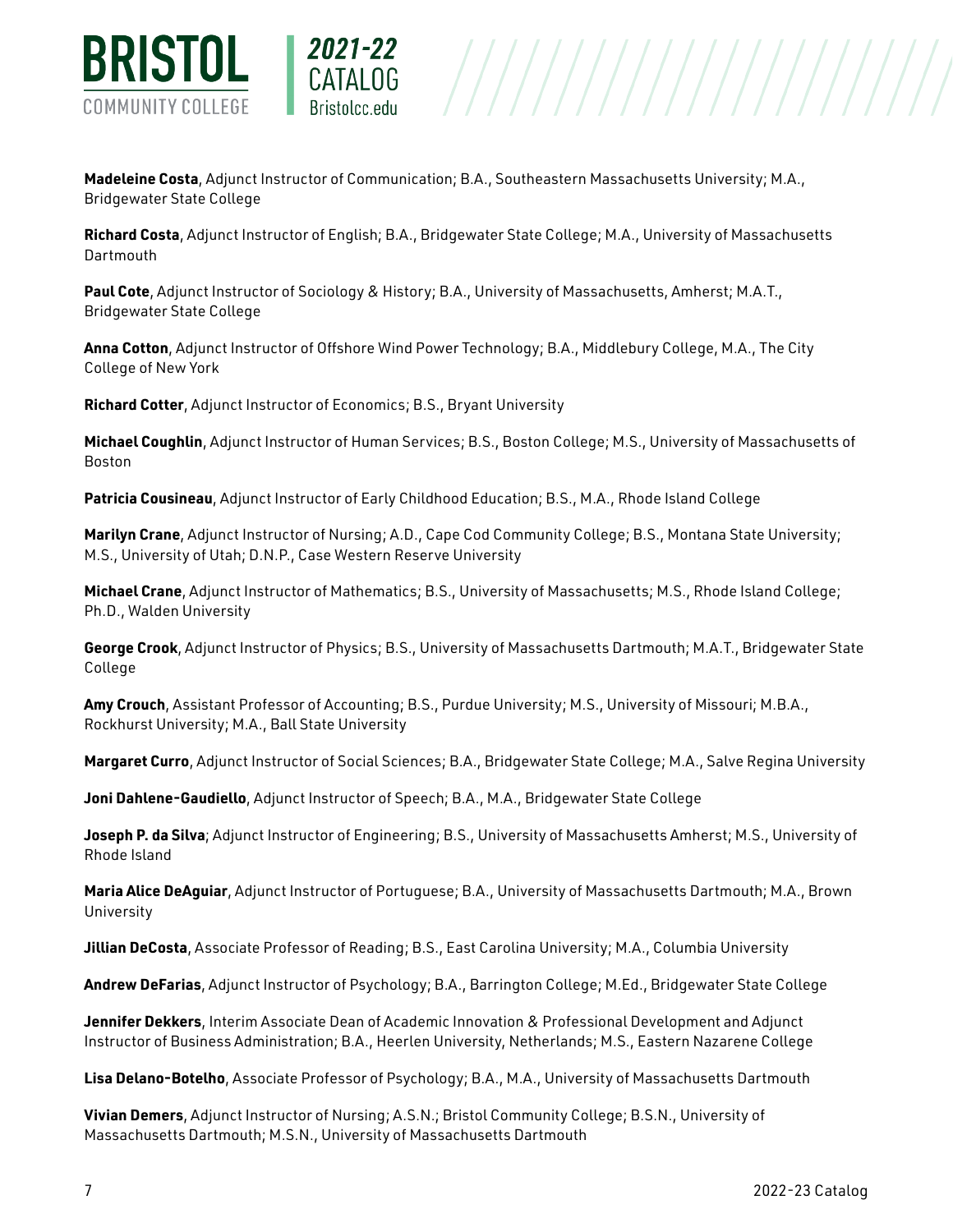**Madeleine Costa**, Adjunct Instructor of Communication; B.A., Southeastern Massachusetts University; M.A., Bridgewater State College

**Richard Costa**, Adjunct Instructor of English; B.A., Bridgewater State College; M.A., University of Massachusetts Dartmouth

**Paul Cote**, Adjunct Instructor of Sociology & History; B.A., University of Massachusetts, Amherst; M.A.T., Bridgewater State College

**Anna Cotton**, Adjunct Instructor of Offshore Wind Power Technology; B.A., Middlebury College, M.A., The City College of New York

**Richard Cotter**, Adjunct Instructor of Economics; B.S., Bryant University

**Michael Coughlin**, Adjunct Instructor of Human Services; B.S., Boston College; M.S., University of Massachusetts of Boston

**Patricia Cousineau**, Adjunct Instructor of Early Childhood Education; B.S., M.A., Rhode Island College

**Marilyn Crane**, Adjunct Instructor of Nursing; A.D., Cape Cod Community College; B.S., Montana State University; M.S., University of Utah; D.N.P., Case Western Reserve University

**Michael Crane**, Adjunct Instructor of Mathematics; B.S., University of Massachusetts; M.S., Rhode Island College; Ph.D., Walden University

**George Crook**, Adjunct Instructor of Physics; B.S., University of Massachusetts Dartmouth; M.A.T., Bridgewater State College

**Amy Crouch**, Assistant Professor of Accounting; B.S., Purdue University; M.S., University of Missouri; M.B.A., Rockhurst University; M.A., Ball State University

**Margaret Curro**, Adjunct Instructor of Social Sciences; B.A., Bridgewater State College; M.A., Salve Regina University

**Joni Dahlene-Gaudiello**, Adjunct Instructor of Speech; B.A., M.A., Bridgewater State College

**Joseph P. da Silva**; Adjunct Instructor of Engineering; B.S., University of Massachusetts Amherst; M.S., University of Rhode Island

**Maria Alice DeAguiar**, Adjunct Instructor of Portuguese; B.A., University of Massachusetts Dartmouth; M.A., Brown University

**Jillian DeCosta**, Associate Professor of Reading; B.S., East Carolina University; M.A., Columbia University

**Andrew DeFarias**, Adjunct Instructor of Psychology; B.A., Barrington College; M.Ed., Bridgewater State College

**Jennifer Dekkers**, Interim Associate Dean of Academic Innovation & Professional Development and Adjunct Instructor of Business Administration; B.A., Heerlen University, Netherlands; M.S., Eastern Nazarene College

**Lisa Delano-Botelho**, Associate Professor of Psychology; B.A., M.A., University of Massachusetts Dartmouth

**Vivian Demers**, Adjunct Instructor of Nursing; A.S.N.; Bristol Community College; B.S.N., University of Massachusetts Dartmouth; M.S.N., University of Massachusetts Dartmouth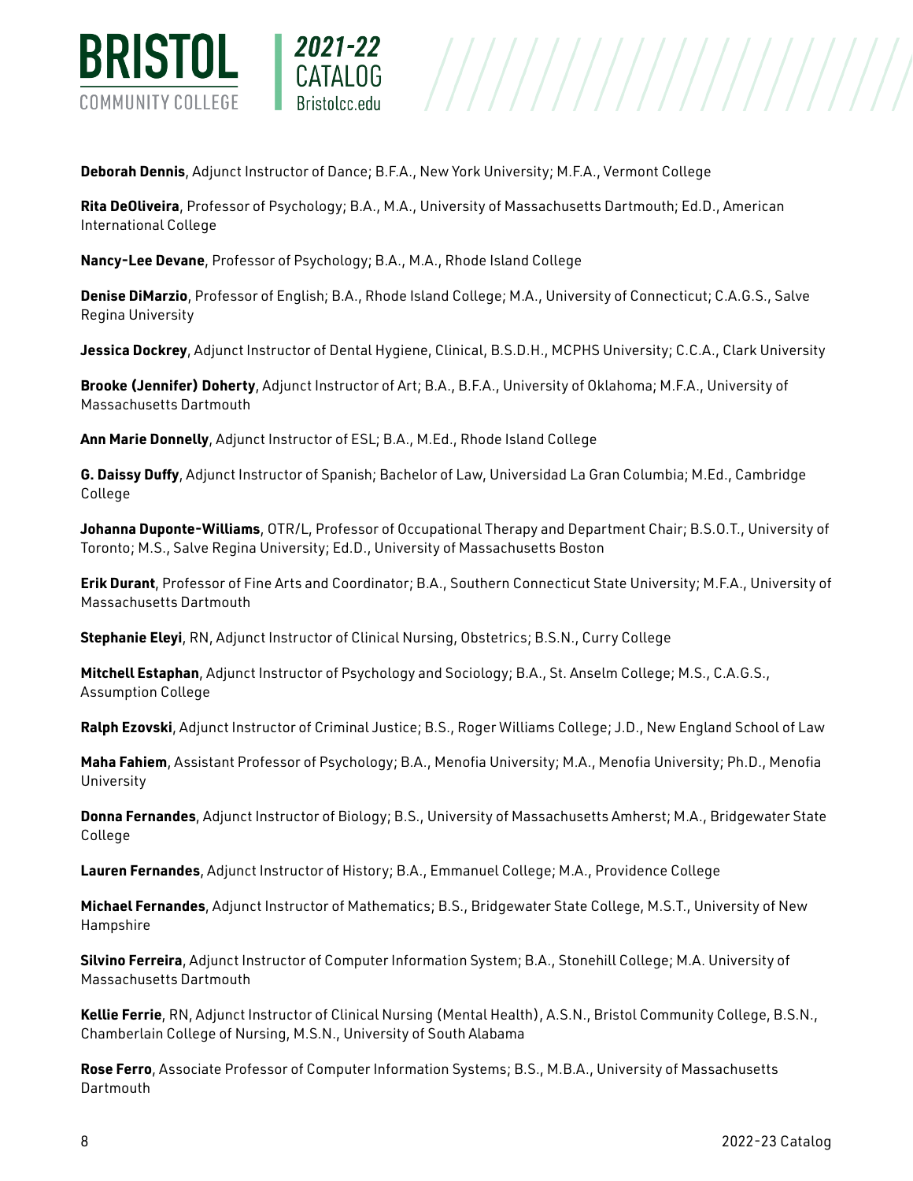**Deborah Dennis**, Adjunct Instructor of Dance; B.F.A., New York University; M.F.A., Vermont College

**Rita DeOliveira**, Professor of Psychology; B.A., M.A., University of Massachusetts Dartmouth; Ed.D., American International College

**Nancy-Lee Devane**, Professor of Psychology; B.A., M.A., Rhode Island College

**Denise DiMarzio**, Professor of English; B.A., Rhode Island College; M.A., University of Connecticut; C.A.G.S., Salve Regina University

**Jessica Dockrey**, Adjunct Instructor of Dental Hygiene, Clinical, B.S.D.H., MCPHS University; C.C.A., Clark University

**Brooke (Jennifer) Doherty**, Adjunct Instructor of Art; B.A., B.F.A., University of Oklahoma; M.F.A., University of Massachusetts Dartmouth

**Ann Marie Donnelly**, Adjunct Instructor of ESL; B.A., M.Ed., Rhode Island College

**G. Daissy Duffy**, Adjunct Instructor of Spanish; Bachelor of Law, Universidad La Gran Columbia; M.Ed., Cambridge College

**Johanna Duponte-Williams**, OTR/L, Professor of Occupational Therapy and Department Chair; B.S.O.T., University of Toronto; M.S., Salve Regina University; Ed.D., University of Massachusetts Boston

**Erik Durant**, Professor of Fine Arts and Coordinator; B.A., Southern Connecticut State University; M.F.A., University of Massachusetts Dartmouth

**Stephanie Eleyi**, RN, Adjunct Instructor of Clinical Nursing, Obstetrics; B.S.N., Curry College

**Mitchell Estaphan**, Adjunct Instructor of Psychology and Sociology; B.A., St. Anselm College; M.S., C.A.G.S., Assumption College

**Ralph Ezovski**, Adjunct Instructor of Criminal Justice; B.S., Roger Williams College; J.D., New England School of Law

**Maha Fahiem**, Assistant Professor of Psychology; B.A., Menofia University; M.A., Menofia University; Ph.D., Menofia University

**Donna Fernandes**, Adjunct Instructor of Biology; B.S., University of Massachusetts Amherst; M.A., Bridgewater State College

**Lauren Fernandes**, Adjunct Instructor of History; B.A., Emmanuel College; M.A., Providence College

**Michael Fernandes**, Adjunct Instructor of Mathematics; B.S., Bridgewater State College, M.S.T., University of New Hampshire

**Silvino Ferreira**, Adjunct Instructor of Computer Information System; B.A., Stonehill College; M.A. University of Massachusetts Dartmouth

**Kellie Ferrie**, RN, Adjunct Instructor of Clinical Nursing (Mental Health), A.S.N., Bristol Community College, B.S.N., Chamberlain College of Nursing, M.S.N., University of South Alabama

**Rose Ferro**, Associate Professor of Computer Information Systems; B.S., M.B.A., University of Massachusetts Dartmouth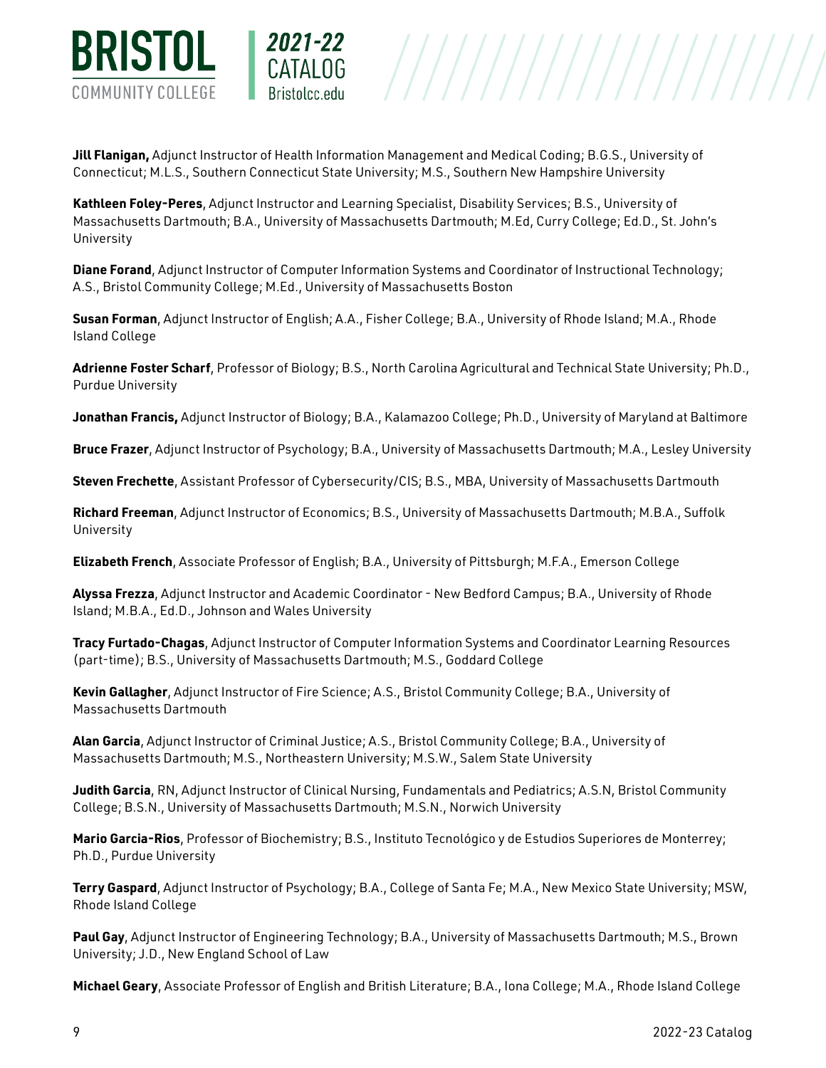**Jill Flanigan,** Adjunct Instructor of Health Information Management and Medical Coding; B.G.S., University of Connecticut; M.L.S., Southern Connecticut State University; M.S., Southern New Hampshire University

**Kathleen Foley-Peres**, Adjunct Instructor and Learning Specialist, Disability Services; B.S., University of Massachusetts Dartmouth; B.A., University of Massachusetts Dartmouth; M.Ed, Curry College; Ed.D., St. John's University

**Diane Forand**, Adjunct Instructor of Computer Information Systems and Coordinator of Instructional Technology; A.S., Bristol Community College; M.Ed., University of Massachusetts Boston

**Susan Forman**, Adjunct Instructor of English; A.A., Fisher College; B.A., University of Rhode Island; M.A., Rhode Island College

**Adrienne Foster Scharf**, Professor of Biology; B.S., North Carolina Agricultural and Technical State University; Ph.D., Purdue University

**Jonathan Francis,** Adjunct Instructor of Biology; B.A., Kalamazoo College; Ph.D., University of Maryland at Baltimore

**Bruce Frazer**, Adjunct Instructor of Psychology; B.A., University of Massachusetts Dartmouth; M.A., Lesley University

**Steven Frechette**, Assistant Professor of Cybersecurity/CIS; B.S., MBA, University of Massachusetts Dartmouth

**Richard Freeman**, Adjunct Instructor of Economics; B.S., University of Massachusetts Dartmouth; M.B.A., Suffolk University

**Elizabeth French**, Associate Professor of English; B.A., University of Pittsburgh; M.F.A., Emerson College

**Alyssa Frezza**, Adjunct Instructor and Academic Coordinator - New Bedford Campus; B.A., University of Rhode Island; M.B.A., Ed.D., Johnson and Wales University

**Tracy Furtado-Chagas**, Adjunct Instructor of Computer Information Systems and Coordinator Learning Resources (part-time); B.S., University of Massachusetts Dartmouth; M.S., Goddard College

**Kevin Gallagher**, Adjunct Instructor of Fire Science; A.S., Bristol Community College; B.A., University of Massachusetts Dartmouth

**Alan Garcia**, Adjunct Instructor of Criminal Justice; A.S., Bristol Community College; B.A., University of Massachusetts Dartmouth; M.S., Northeastern University; M.S.W., Salem State University

**Judith Garcia**, RN, Adjunct Instructor of Clinical Nursing, Fundamentals and Pediatrics; A.S.N, Bristol Community College; B.S.N., University of Massachusetts Dartmouth; M.S.N., Norwich University

**Mario Garcia-Rios**, Professor of Biochemistry; B.S., Instituto Tecnológico y de Estudios Superiores de Monterrey; Ph.D., Purdue University

**Terry Gaspard**, Adjunct Instructor of Psychology; B.A., College of Santa Fe; M.A., New Mexico State University; MSW, Rhode Island College

**Paul Gay**, Adjunct Instructor of Engineering Technology; B.A., University of Massachusetts Dartmouth; M.S., Brown University; J.D., New England School of Law

**Michael Geary**, Associate Professor of English and British Literature; B.A., Iona College; M.A., Rhode Island College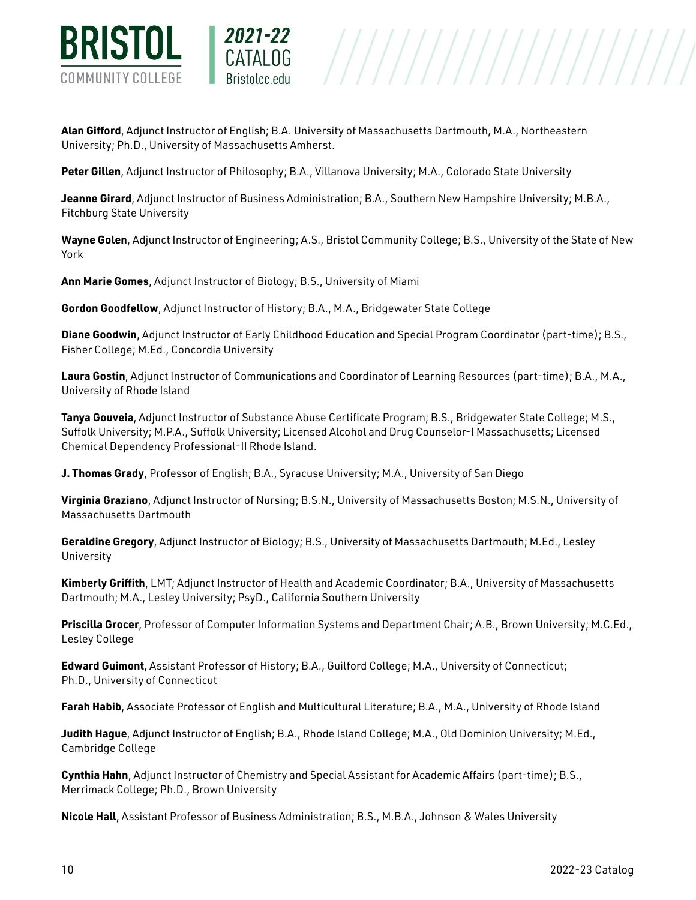**Alan Gifford**, Adjunct Instructor of English; B.A. University of Massachusetts Dartmouth, M.A., Northeastern University; Ph.D., University of Massachusetts Amherst.

**Peter Gillen**, Adjunct Instructor of Philosophy; B.A., Villanova University; M.A., Colorado State University

**Jeanne Girard**, Adjunct Instructor of Business Administration; B.A., Southern New Hampshire University; M.B.A., Fitchburg State University

**Wayne Golen**, Adjunct Instructor of Engineering; A.S., Bristol Community College; B.S., University of the State of New York

**Ann Marie Gomes**, Adjunct Instructor of Biology; B.S., University of Miami

**Gordon Goodfellow**, Adjunct Instructor of History; B.A., M.A., Bridgewater State College

**Diane Goodwin**, Adjunct Instructor of Early Childhood Education and Special Program Coordinator (part-time); B.S., Fisher College; M.Ed., Concordia University

**Laura Gostin**, Adjunct Instructor of Communications and Coordinator of Learning Resources (part-time); B.A., M.A., University of Rhode Island

**Tanya Gouveia**, Adjunct Instructor of Substance Abuse Certificate Program; B.S., Bridgewater State College; M.S., Suffolk University; M.P.A., Suffolk University; Licensed Alcohol and Drug Counselor-I Massachusetts; Licensed Chemical Dependency Professional-II Rhode Island.

**J. Thomas Grady**, Professor of English; B.A., Syracuse University; M.A., University of San Diego

**Virginia Graziano**, Adjunct Instructor of Nursing; B.S.N., University of Massachusetts Boston; M.S.N., University of Massachusetts Dartmouth

**Geraldine Gregory**, Adjunct Instructor of Biology; B.S., University of Massachusetts Dartmouth; M.Ed., Lesley University

**Kimberly Griffith**, LMT; Adjunct Instructor of Health and Academic Coordinator; B.A., University of Massachusetts Dartmouth; M.A., Lesley University; PsyD., California Southern University

**Priscilla Grocer**, Professor of Computer Information Systems and Department Chair; A.B., Brown University; M.C.Ed., Lesley College

**Edward Guimont**, Assistant Professor of History; B.A., Guilford College; M.A., University of Connecticut; Ph.D., University of Connecticut

**Farah Habib**, Associate Professor of English and Multicultural Literature; B.A., M.A., University of Rhode Island

**Judith Hague**, Adjunct Instructor of English; B.A., Rhode Island College; M.A., Old Dominion University; M.Ed., Cambridge College

**Cynthia Hahn**, Adjunct Instructor of Chemistry and Special Assistant for Academic Affairs (part-time); B.S., Merrimack College; Ph.D., Brown University

**Nicole Hall**, Assistant Professor of Business Administration; B.S., M.B.A., Johnson & Wales University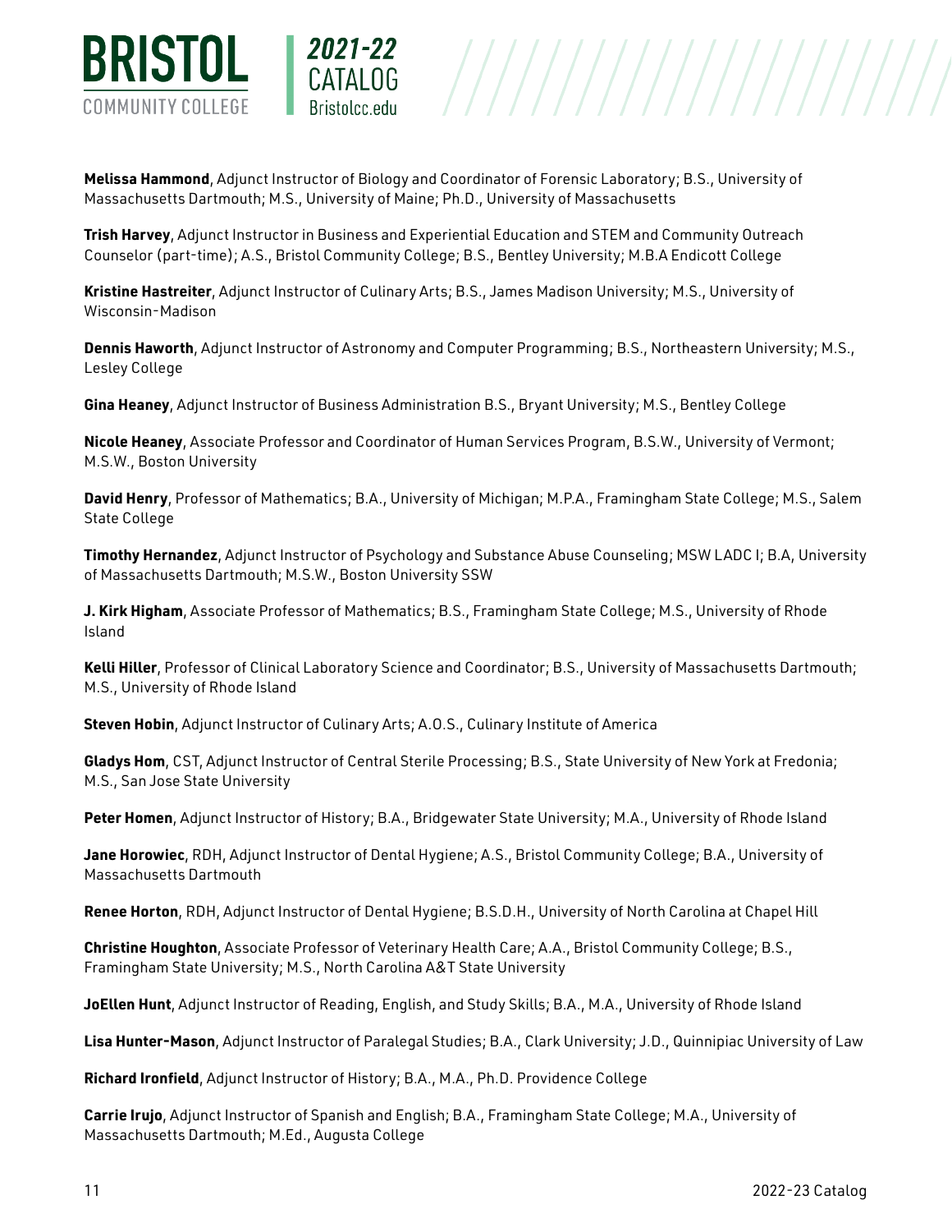**Melissa Hammond**, Adjunct Instructor of Biology and Coordinator of Forensic Laboratory; B.S., University of Massachusetts Dartmouth; M.S., University of Maine; Ph.D., University of Massachusetts

**Trish Harvey**, Adjunct Instructor in Business and Experiential Education and STEM and Community Outreach Counselor (part-time); A.S., Bristol Community College; B.S., Bentley University; M.B.A Endicott College

**Kristine Hastreiter**, Adjunct Instructor of Culinary Arts; B.S., James Madison University; M.S., University of Wisconsin-Madison

**Dennis Haworth**, Adjunct Instructor of Astronomy and Computer Programming; B.S., Northeastern University; M.S., Lesley College

**Gina Heaney**, Adjunct Instructor of Business Administration B.S., Bryant University; M.S., Bentley College

**Nicole Heaney**, Associate Professor and Coordinator of Human Services Program, B.S.W., University of Vermont; M.S.W., Boston University

**David Henry**, Professor of Mathematics; B.A., University of Michigan; M.P.A., Framingham State College; M.S., Salem State College

**Timothy Hernandez**, Adjunct Instructor of Psychology and Substance Abuse Counseling; MSW LADC I; B.A, University of Massachusetts Dartmouth; M.S.W., Boston University SSW

**J. Kirk Higham**, Associate Professor of Mathematics; B.S., Framingham State College; M.S., University of Rhode Island

**Kelli Hiller**, Professor of Clinical Laboratory Science and Coordinator; B.S., University of Massachusetts Dartmouth; M.S., University of Rhode Island

**Steven Hobin**, Adjunct Instructor of Culinary Arts; A.O.S., Culinary Institute of America

**Gladys Hom**, CST, Adjunct Instructor of Central Sterile Processing; B.S., State University of New York at Fredonia; M.S., San Jose State University

**Peter Homen**, Adjunct Instructor of History; B.A., Bridgewater State University; M.A., University of Rhode Island

**Jane Horowiec**, RDH, Adjunct Instructor of Dental Hygiene; A.S., Bristol Community College; B.A., University of Massachusetts Dartmouth

**Renee Horton**, RDH, Adjunct Instructor of Dental Hygiene; B.S.D.H., University of North Carolina at Chapel Hill

**Christine Houghton**, Associate Professor of Veterinary Health Care; A.A., Bristol Community College; B.S., Framingham State University; M.S., North Carolina A&T State University

**JoEllen Hunt**, Adjunct Instructor of Reading, English, and Study Skills; B.A., M.A., University of Rhode Island

**Lisa Hunter-Mason**, Adjunct Instructor of Paralegal Studies; B.A., Clark University; J.D., Quinnipiac University of Law

**Richard Ironfield**, Adjunct Instructor of History; B.A., M.A., Ph.D. Providence College

**Carrie Irujo**, Adjunct Instructor of Spanish and English; B.A., Framingham State College; M.A., University of Massachusetts Dartmouth; M.Ed., Augusta College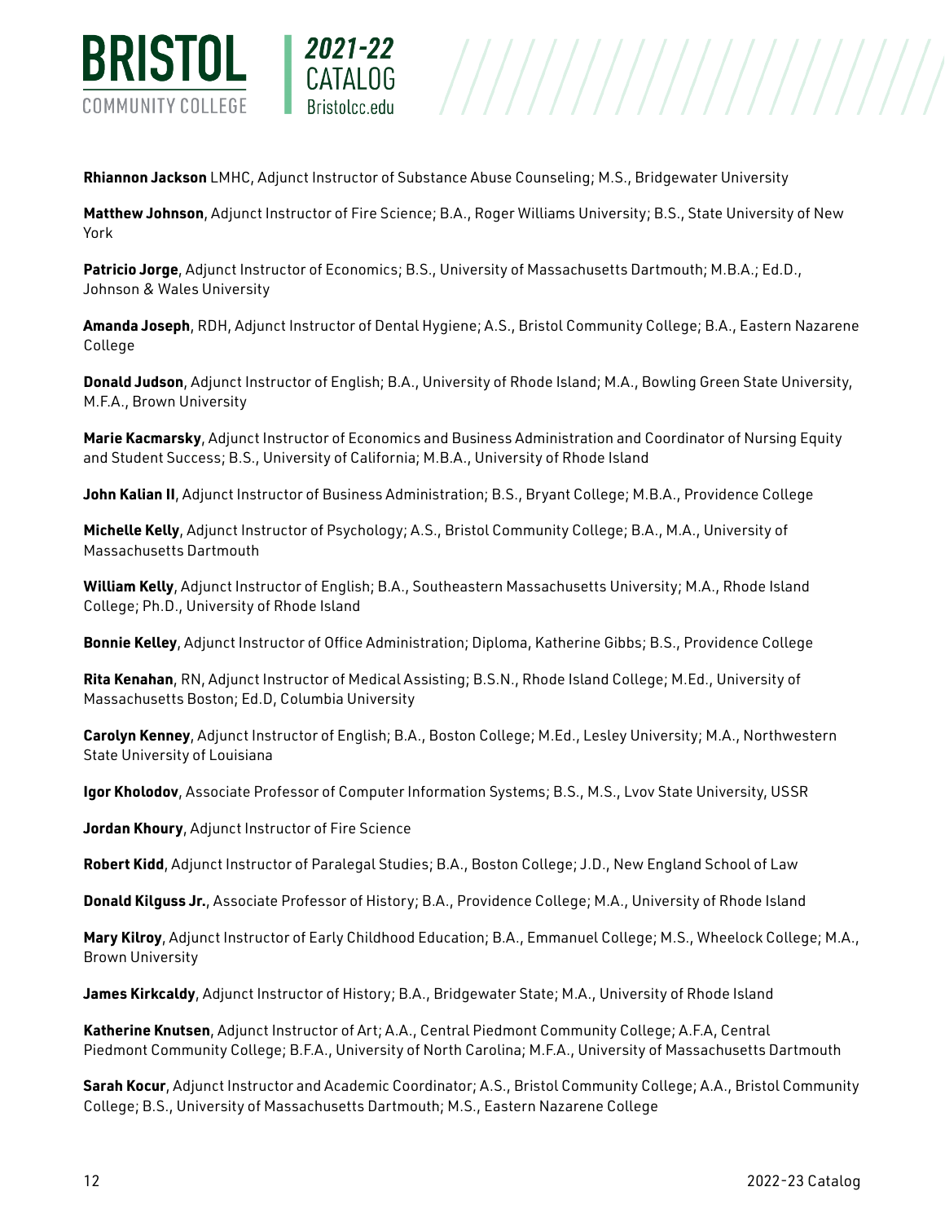**Rhiannon Jackson** LMHC, Adjunct Instructor of Substance Abuse Counseling; M.S., Bridgewater University

**Matthew Johnson**, Adjunct Instructor of Fire Science; B.A., Roger Williams University; B.S., State University of New York

**Patricio Jorge**, Adjunct Instructor of Economics; B.S., University of Massachusetts Dartmouth; M.B.A.; Ed.D., Johnson & Wales University

**Amanda Joseph**, RDH, Adjunct Instructor of Dental Hygiene; A.S., Bristol Community College; B.A., Eastern Nazarene College

**Donald Judson**, Adjunct Instructor of English; B.A., University of Rhode Island; M.A., Bowling Green State University, M.F.A., Brown University

**Marie Kacmarsky**, Adjunct Instructor of Economics and Business Administration and Coordinator of Nursing Equity and Student Success; B.S., University of California; M.B.A., University of Rhode Island

**John Kalian II**, Adjunct Instructor of Business Administration; B.S., Bryant College; M.B.A., Providence College

**Michelle Kelly**, Adjunct Instructor of Psychology; A.S., Bristol Community College; B.A., M.A., University of Massachusetts Dartmouth

**William Kelly**, Adjunct Instructor of English; B.A., Southeastern Massachusetts University; M.A., Rhode Island College; Ph.D., University of Rhode Island

**Bonnie Kelley**, Adjunct Instructor of Office Administration; Diploma, Katherine Gibbs; B.S., Providence College

**Rita Kenahan**, RN, Adjunct Instructor of Medical Assisting; B.S.N., Rhode Island College; M.Ed., University of Massachusetts Boston; Ed.D, Columbia University

**Carolyn Kenney**, Adjunct Instructor of English; B.A., Boston College; M.Ed., Lesley University; M.A., Northwestern State University of Louisiana

**Igor Kholodov**, Associate Professor of Computer Information Systems; B.S., M.S., Lvov State University, USSR

**Jordan Khoury**, Adjunct Instructor of Fire Science

**Robert Kidd**, Adjunct Instructor of Paralegal Studies; B.A., Boston College; J.D., New England School of Law

**Donald Kilguss Jr.**, Associate Professor of History; B.A., Providence College; M.A., University of Rhode Island

**Mary Kilroy**, Adjunct Instructor of Early Childhood Education; B.A., Emmanuel College; M.S., Wheelock College; M.A., Brown University

**James Kirkcaldy**, Adjunct Instructor of History; B.A., Bridgewater State; M.A., University of Rhode Island

**Katherine Knutsen**, Adjunct Instructor of Art; A.A., Central Piedmont Community College; A.F.A, Central Piedmont Community College; B.F.A., University of North Carolina; M.F.A., University of Massachusetts Dartmouth

**Sarah Kocur**, Adjunct Instructor and Academic Coordinator; A.S., Bristol Community College; A.A., Bristol Community College; B.S., University of Massachusetts Dartmouth; M.S., Eastern Nazarene College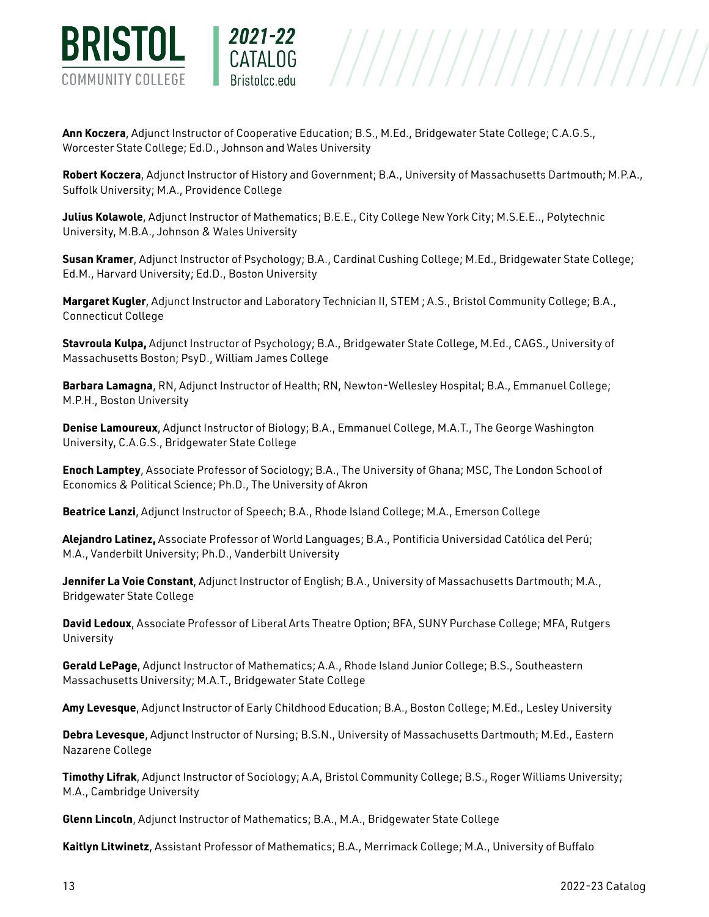**Ann Koczera**, Adjunct Instructor of Cooperative Education; B.S., M.Ed., Bridgewater State College; C.A.G.S., Worcester State College; Ed.D., Johnson and Wales University

**Robert Koczera**, Adjunct Instructor of History and Government; B.A., University of Massachusetts Dartmouth; M.P.A., Suffolk University; M.A., Providence College

**Julius Kolawole**, Adjunct Instructor of Mathematics; B.E.E., City College New York City; M.S.E.E.., Polytechnic University, M.B.A., Johnson & Wales University

**Susan Kramer**, Adjunct Instructor of Psychology; B.A., Cardinal Cushing College; M.Ed., Bridgewater State College; Ed.M., Harvard University; Ed.D., Boston University

**Margaret Kugler**, Adjunct Instructor and Laboratory Technician II, STEM ; A.S., Bristol Community College; B.A., Connecticut College

**Stavroula Kulpa,** Adjunct Instructor of Psychology; B.A., Bridgewater State College, M.Ed., CAGS., University of Massachusetts Boston; PsyD., William James College

**Barbara Lamagna**, RN, Adjunct Instructor of Health; RN, Newton-Wellesley Hospital; B.A., Emmanuel College; M.P.H., Boston University

**Denise Lamoureux**, Adjunct Instructor of Biology; B.A., Emmanuel College, M.A.T., The George Washington University, C.A.G.S., Bridgewater State College

**Enoch Lamptey**, Associate Professor of Sociology; B.A., The University of Ghana; MSC, The London School of Economics & Political Science; Ph.D., The University of Akron

**Beatrice Lanzi**, Adjunct Instructor of Speech; B.A., Rhode Island College; M.A., Emerson College

**Alejandro Latinez,** Associate Professor of World Languages; B.A., Pontificia Universidad Católica del Perú; M.A., Vanderbilt University; Ph.D., Vanderbilt University

**Jennifer La Voie Constant**, Adjunct Instructor of English; B.A., University of Massachusetts Dartmouth; M.A., Bridgewater State College

**David Ledoux**, Associate Professor of Liberal Arts Theatre Option; BFA, SUNY Purchase College; MFA, Rutgers University

**Gerald LePage**, Adjunct Instructor of Mathematics; A.A., Rhode Island Junior College; B.S., Southeastern Massachusetts University; M.A.T., Bridgewater State College

**Amy Levesque**, Adjunct Instructor of Early Childhood Education; B.A., Boston College; M.Ed., Lesley University

**Debra Levesque**, Adjunct Instructor of Nursing; B.S.N., University of Massachusetts Dartmouth; M.Ed., Eastern Nazarene College

**Timothy Lifrak**, Adjunct Instructor of Sociology; A.A, Bristol Community College; B.S., Roger Williams University; M.A., Cambridge University

**Glenn Lincoln**, Adjunct Instructor of Mathematics; B.A., M.A., Bridgewater State College

**Kaitlyn Litwinetz**, Assistant Professor of Mathematics; B.A., Merrimack College; M.A., University of Buffalo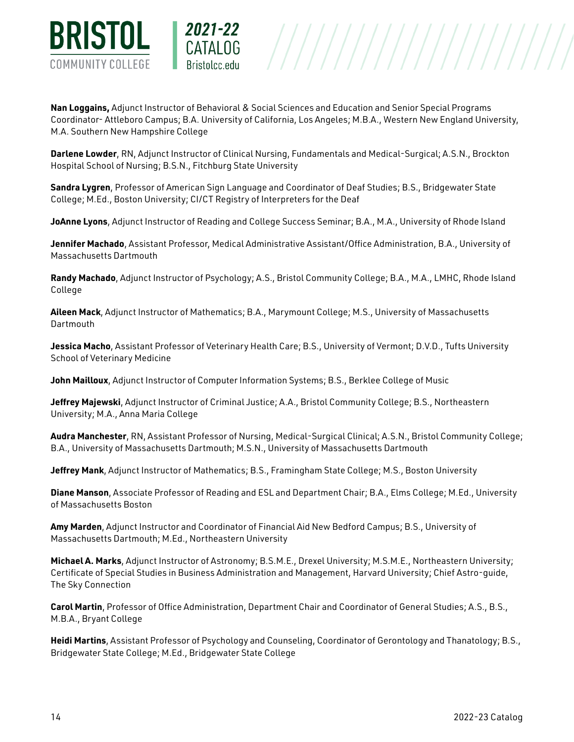**Nan Loggains,** Adjunct Instructor of Behavioral & Social Sciences and Education and Senior Special Programs Coordinator- Attleboro Campus; B.A. University of California, Los Angeles; M.B.A., Western New England University, M.A. Southern New Hampshire College

**Darlene Lowder**, RN, Adjunct Instructor of Clinical Nursing, Fundamentals and Medical-Surgical; A.S.N., Brockton Hospital School of Nursing; B.S.N., Fitchburg State University

**Sandra Lygren**, Professor of American Sign Language and Coordinator of Deaf Studies; B.S., Bridgewater State College; M.Ed., Boston University; CI/CT Registry of Interpreters for the Deaf

**JoAnne Lyons**, Adjunct Instructor of Reading and College Success Seminar; B.A., M.A., University of Rhode Island

**Jennifer Machado**, Assistant Professor, Medical Administrative Assistant/Office Administration, B.A., University of Massachusetts Dartmouth

**Randy Machado**, Adjunct Instructor of Psychology; A.S., Bristol Community College; B.A., M.A., LMHC, Rhode Island College

**Aileen Mack**, Adjunct Instructor of Mathematics; B.A., Marymount College; M.S., University of Massachusetts Dartmouth

**Jessica Macho**, Assistant Professor of Veterinary Health Care; B.S., University of Vermont; D.V.D., Tufts University School of Veterinary Medicine

**John Mailloux**, Adjunct Instructor of Computer Information Systems; B.S., Berklee College of Music

**Jeffrey Majewski**, Adjunct Instructor of Criminal Justice; A.A., Bristol Community College; B.S., Northeastern University; M.A., Anna Maria College

**Audra Manchester**, RN, Assistant Professor of Nursing, Medical-Surgical Clinical; A.S.N., Bristol Community College; B.A., University of Massachusetts Dartmouth; M.S.N., University of Massachusetts Dartmouth

**Jeffrey Mank**, Adjunct Instructor of Mathematics; B.S., Framingham State College; M.S., Boston University

**Diane Manson**, Associate Professor of Reading and ESL and Department Chair; B.A., Elms College; M.Ed., University of Massachusetts Boston

**Amy Marden**, Adjunct Instructor and Coordinator of Financial Aid New Bedford Campus; B.S., University of Massachusetts Dartmouth; M.Ed., Northeastern University

**Michael A. Marks**, Adjunct Instructor of Astronomy; B.S.M.E., Drexel University; M.S.M.E., Northeastern University; Certificate of Special Studies in Business Administration and Management, Harvard University; Chief Astro-guide, The Sky Connection

**Carol Martin**, Professor of Office Administration, Department Chair and Coordinator of General Studies; A.S., B.S., M.B.A., Bryant College

**Heidi Martins**, Assistant Professor of Psychology and Counseling, Coordinator of Gerontology and Thanatology; B.S., Bridgewater State College; M.Ed., Bridgewater State College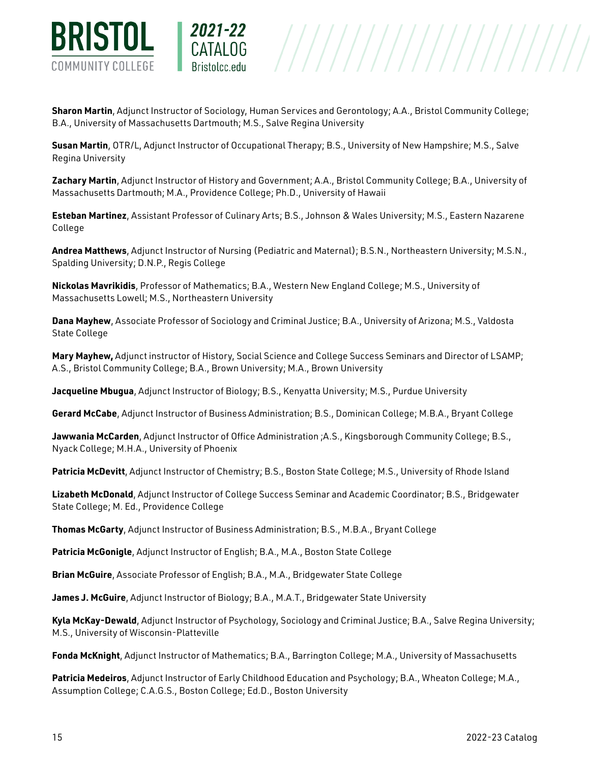**Sharon Martin**, Adjunct Instructor of Sociology, Human Services and Gerontology; A.A., Bristol Community College; B.A., University of Massachusetts Dartmouth; M.S., Salve Regina University

**Susan Martin**, OTR/L, Adjunct Instructor of Occupational Therapy; B.S., University of New Hampshire; M.S., Salve Regina University

**Zachary Martin**, Adjunct Instructor of History and Government; A.A., Bristol Community College; B.A., University of Massachusetts Dartmouth; M.A., Providence College; Ph.D., University of Hawaii

**Esteban Martinez**, Assistant Professor of Culinary Arts; B.S., Johnson & Wales University; M.S., Eastern Nazarene College

**Andrea Matthews**, Adjunct Instructor of Nursing (Pediatric and Maternal); B.S.N., Northeastern University; M.S.N., Spalding University; D.N.P., Regis College

**Nickolas Mavrikidis**, Professor of Mathematics; B.A., Western New England College; M.S., University of Massachusetts Lowell; M.S., Northeastern University

**Dana Mayhew**, Associate Professor of Sociology and Criminal Justice; B.A., University of Arizona; M.S., Valdosta State College

**Mary Mayhew,** Adjunct instructor of History, Social Science and College Success Seminars and Director of LSAMP; A.S., Bristol Community College; B.A., Brown University; M.A., Brown University

**Jacqueline Mbugua**, Adjunct Instructor of Biology; B.S., Kenyatta University; M.S., Purdue University

**Gerard McCabe**, Adjunct Instructor of Business Administration; B.S., Dominican College; M.B.A., Bryant College

**Jawwania McCarden**, Adjunct Instructor of Office Administration ;A.S., Kingsborough Community College; B.S., Nyack College; M.H.A., University of Phoenix

**Patricia McDevitt**, Adjunct Instructor of Chemistry; B.S., Boston State College; M.S., University of Rhode Island

**Lizabeth McDonald**, Adjunct Instructor of College Success Seminar and Academic Coordinator; B.S., Bridgewater State College; M. Ed., Providence College

**Thomas McGarty**, Adjunct Instructor of Business Administration; B.S., M.B.A., Bryant College

**Patricia McGonigle**, Adjunct Instructor of English; B.A., M.A., Boston State College

**Brian McGuire**, Associate Professor of English; B.A., M.A., Bridgewater State College

**James J. McGuire**, Adjunct Instructor of Biology; B.A., M.A.T., Bridgewater State University

**Kyla McKay-Dewald**, Adjunct Instructor of Psychology, Sociology and Criminal Justice; B.A., Salve Regina University; M.S., University of Wisconsin-Platteville

**Fonda McKnight**, Adjunct Instructor of Mathematics; B.A., Barrington College; M.A., University of Massachusetts

**Patricia Medeiros**, Adjunct Instructor of Early Childhood Education and Psychology; B.A., Wheaton College; M.A., Assumption College; C.A.G.S., Boston College; Ed.D., Boston University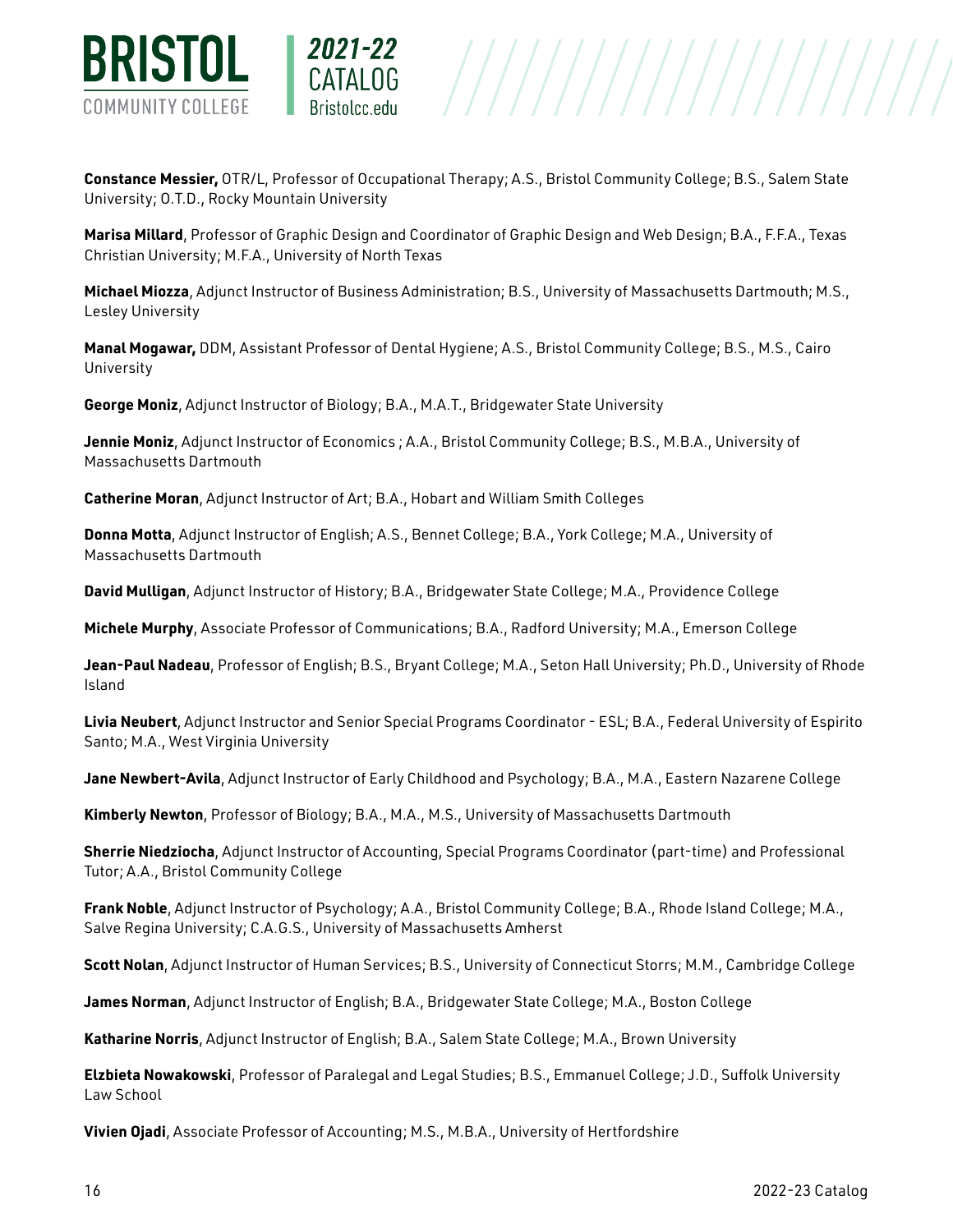**Constance Messier,** OTR/L, Professor of Occupational Therapy; A.S., Bristol Community College; B.S., Salem State University; O.T.D., Rocky Mountain University

**Marisa Millard**, Professor of Graphic Design and Coordinator of Graphic Design and Web Design; B.A., F.F.A., Texas Christian University; M.F.A., University of North Texas

**Michael Miozza**, Adjunct Instructor of Business Administration; B.S., University of Massachusetts Dartmouth; M.S., Lesley University

**Manal Mogawar,** DDM, Assistant Professor of Dental Hygiene; A.S., Bristol Community College; B.S., M.S., Cairo University

**George Moniz**, Adjunct Instructor of Biology; B.A., M.A.T., Bridgewater State University

**Jennie Moniz**, Adjunct Instructor of Economics ; A.A., Bristol Community College; B.S., M.B.A., University of Massachusetts Dartmouth

**Catherine Moran**, Adjunct Instructor of Art; B.A., Hobart and William Smith Colleges

**Donna Motta**, Adjunct Instructor of English; A.S., Bennet College; B.A., York College; M.A., University of Massachusetts Dartmouth

**David Mulligan**, Adjunct Instructor of History; B.A., Bridgewater State College; M.A., Providence College

**Michele Murphy**, Associate Professor of Communications; B.A., Radford University; M.A., Emerson College

**Jean-Paul Nadeau**, Professor of English; B.S., Bryant College; M.A., Seton Hall University; Ph.D., University of Rhode Island

**Livia Neubert**, Adjunct Instructor and Senior Special Programs Coordinator - ESL; B.A., Federal University of Espirito Santo; M.A., West Virginia University

**Jane Newbert-Avila**, Adjunct Instructor of Early Childhood and Psychology; B.A., M.A., Eastern Nazarene College

**Kimberly Newton**, Professor of Biology; B.A., M.A., M.S., University of Massachusetts Dartmouth

**Sherrie Niedziocha**, Adjunct Instructor of Accounting, Special Programs Coordinator (part-time) and Professional Tutor; A.A., Bristol Community College

**Frank Noble**, Adjunct Instructor of Psychology; A.A., Bristol Community College; B.A., Rhode Island College; M.A., Salve Regina University; C.A.G.S., University of Massachusetts Amherst

**Scott Nolan**, Adjunct Instructor of Human Services; B.S., University of Connecticut Storrs; M.M., Cambridge College

**James Norman**, Adjunct Instructor of English; B.A., Bridgewater State College; M.A., Boston College

**Katharine Norris**, Adjunct Instructor of English; B.A., Salem State College; M.A., Brown University

**Elzbieta Nowakowski**, Professor of Paralegal and Legal Studies; B.S., Emmanuel College; J.D., Suffolk University Law School

**Vivien Ojadi**, Associate Professor of Accounting; M.S., M.B.A., University of Hertfordshire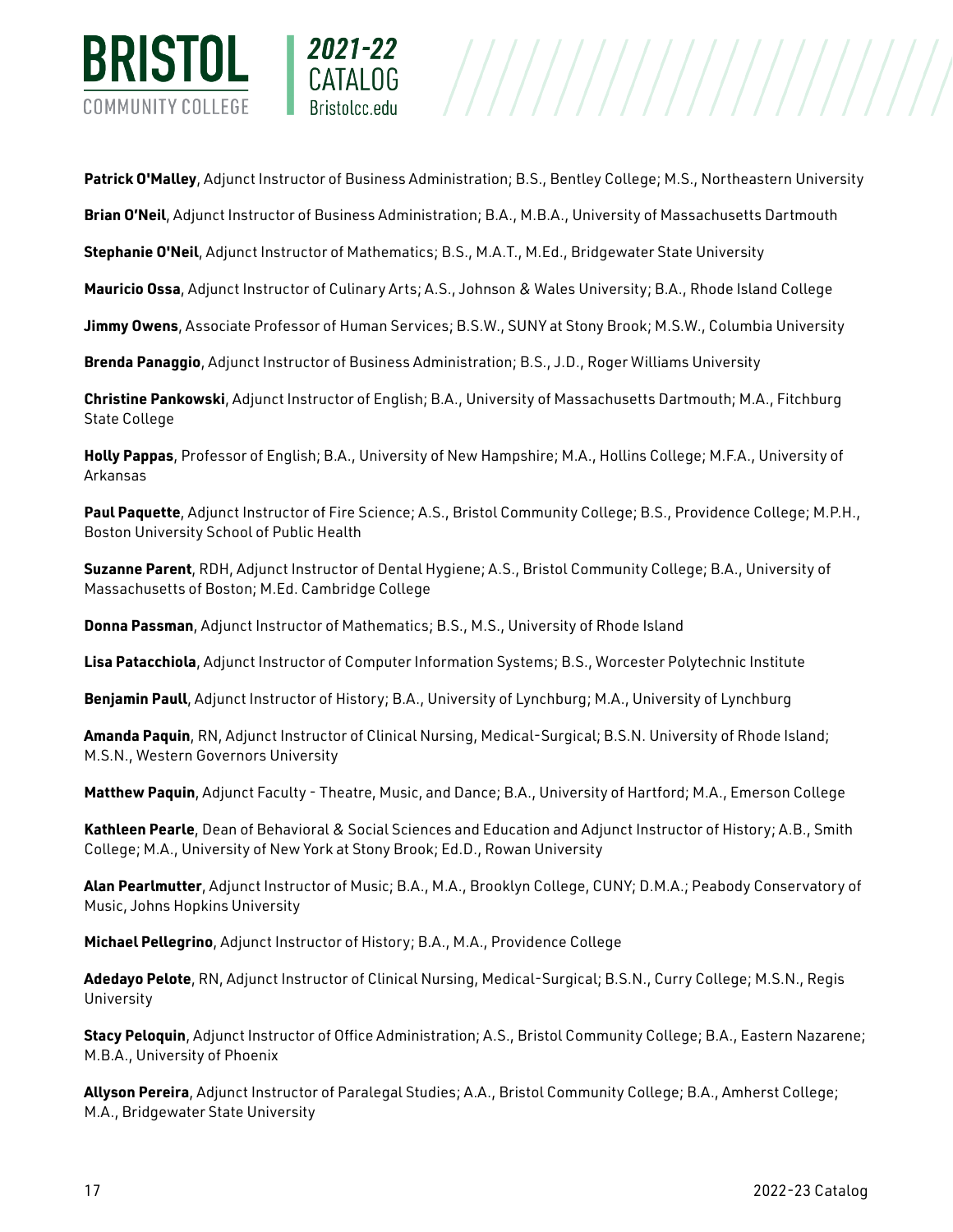**Patrick O'Malley**, Adjunct Instructor of Business Administration; B.S., Bentley College; M.S., Northeastern University

**Brian O'Neil**, Adjunct Instructor of Business Administration; B.A., M.B.A., University of Massachusetts Dartmouth

**Stephanie O'Neil**, Adjunct Instructor of Mathematics; B.S., M.A.T., M.Ed., Bridgewater State University

**Mauricio Ossa**, Adjunct Instructor of Culinary Arts; A.S., Johnson & Wales University; B.A., Rhode Island College

**Jimmy Owens**, Associate Professor of Human Services; B.S.W., SUNY at Stony Brook; M.S.W., Columbia University

**Brenda Panaggio**, Adjunct Instructor of Business Administration; B.S., J.D., Roger Williams University

**Christine Pankowski**, Adjunct Instructor of English; B.A., University of Massachusetts Dartmouth; M.A., Fitchburg State College

**Holly Pappas**, Professor of English; B.A., University of New Hampshire; M.A., Hollins College; M.F.A., University of Arkansas

**Paul Paquette**, Adjunct Instructor of Fire Science; A.S., Bristol Community College; B.S., Providence College; M.P.H., Boston University School of Public Health

**Suzanne Parent**, RDH, Adjunct Instructor of Dental Hygiene; A.S., Bristol Community College; B.A., University of Massachusetts of Boston; M.Ed. Cambridge College

**Donna Passman**, Adjunct Instructor of Mathematics; B.S., M.S., University of Rhode Island

**Lisa Patacchiola**, Adjunct Instructor of Computer Information Systems; B.S., Worcester Polytechnic Institute

**Benjamin Paull**, Adjunct Instructor of History; B.A., University of Lynchburg; M.A., University of Lynchburg

**Amanda Paquin**, RN, Adjunct Instructor of Clinical Nursing, Medical-Surgical; B.S.N. University of Rhode Island; M.S.N., Western Governors University

**Matthew Paquin**, Adjunct Faculty - Theatre, Music, and Dance; B.A., University of Hartford; M.A., Emerson College

**Kathleen Pearle**, Dean of Behavioral & Social Sciences and Education and Adjunct Instructor of History; A.B., Smith College; M.A., University of New York at Stony Brook; Ed.D., Rowan University

**Alan Pearlmutter**, Adjunct Instructor of Music; B.A., M.A., Brooklyn College, CUNY; D.M.A.; Peabody Conservatory of Music, Johns Hopkins University

**Michael Pellegrino**, Adjunct Instructor of History; B.A., M.A., Providence College

**Adedayo Pelote**, RN, Adjunct Instructor of Clinical Nursing, Medical-Surgical; B.S.N., Curry College; M.S.N., Regis University

**Stacy Peloquin**, Adjunct Instructor of Office Administration; A.S., Bristol Community College; B.A., Eastern Nazarene; M.B.A., University of Phoenix

**Allyson Pereira**, Adjunct Instructor of Paralegal Studies; A.A., Bristol Community College; B.A., Amherst College; M.A., Bridgewater State University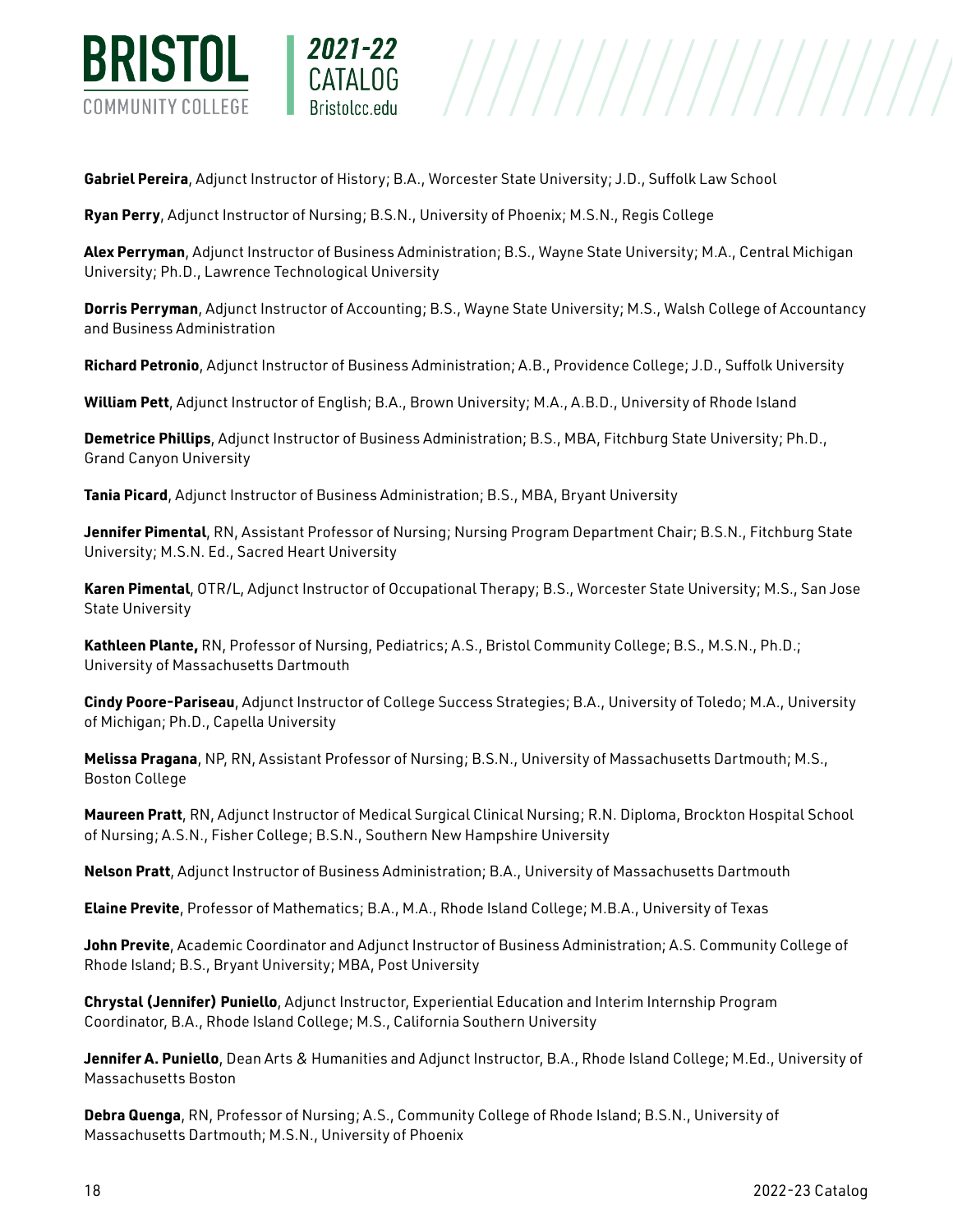**Gabriel Pereira**, Adjunct Instructor of History; B.A., Worcester State University; J.D., Suffolk Law School

**Ryan Perry**, Adjunct Instructor of Nursing; B.S.N., University of Phoenix; M.S.N., Regis College

**Alex Perryman**, Adjunct Instructor of Business Administration; B.S., Wayne State University; M.A., Central Michigan University; Ph.D., Lawrence Technological University

**Dorris Perryman**, Adjunct Instructor of Accounting; B.S., Wayne State University; M.S., Walsh College of Accountancy and Business Administration

**Richard Petronio**, Adjunct Instructor of Business Administration; A.B., Providence College; J.D., Suffolk University

**William Pett**, Adjunct Instructor of English; B.A., Brown University; M.A., A.B.D., University of Rhode Island

**Demetrice Phillips**, Adjunct Instructor of Business Administration; B.S., MBA, Fitchburg State University; Ph.D., Grand Canyon University

**Tania Picard**, Adjunct Instructor of Business Administration; B.S., MBA, Bryant University

**Jennifer Pimental**, RN, Assistant Professor of Nursing; Nursing Program Department Chair; B.S.N., Fitchburg State University; M.S.N. Ed., Sacred Heart University

**Karen Pimental**, OTR/L, Adjunct Instructor of Occupational Therapy; B.S., Worcester State University; M.S., San Jose State University

**Kathleen Plante,** RN, Professor of Nursing, Pediatrics; A.S., Bristol Community College; B.S., M.S.N., Ph.D.; University of Massachusetts Dartmouth

**Cindy Poore-Pariseau**, Adjunct Instructor of College Success Strategies; B.A., University of Toledo; M.A., University of Michigan; Ph.D., Capella University

**Melissa Pragana**, NP, RN, Assistant Professor of Nursing; B.S.N., University of Massachusetts Dartmouth; M.S., Boston College

**Maureen Pratt**, RN, Adjunct Instructor of Medical Surgical Clinical Nursing; R.N. Diploma, Brockton Hospital School of Nursing; A.S.N., Fisher College; B.S.N., Southern New Hampshire University

**Nelson Pratt**, Adjunct Instructor of Business Administration; B.A., University of Massachusetts Dartmouth

**Elaine Previte**, Professor of Mathematics; B.A., M.A., Rhode Island College; M.B.A., University of Texas

**John Previte**, Academic Coordinator and Adjunct Instructor of Business Administration; A.S. Community College of Rhode Island; B.S., Bryant University; MBA, Post University

**Chrystal (Jennifer) Puniello**, Adjunct Instructor, Experiential Education and Interim Internship Program Coordinator, B.A., Rhode Island College; M.S., California Southern University

**Jennifer A. Puniello**, Dean Arts & Humanities and Adjunct Instructor, B.A., Rhode Island College; M.Ed., University of Massachusetts Boston

**Debra Quenga**, RN, Professor of Nursing; A.S., Community College of Rhode Island; B.S.N., University of Massachusetts Dartmouth; M.S.N., University of Phoenix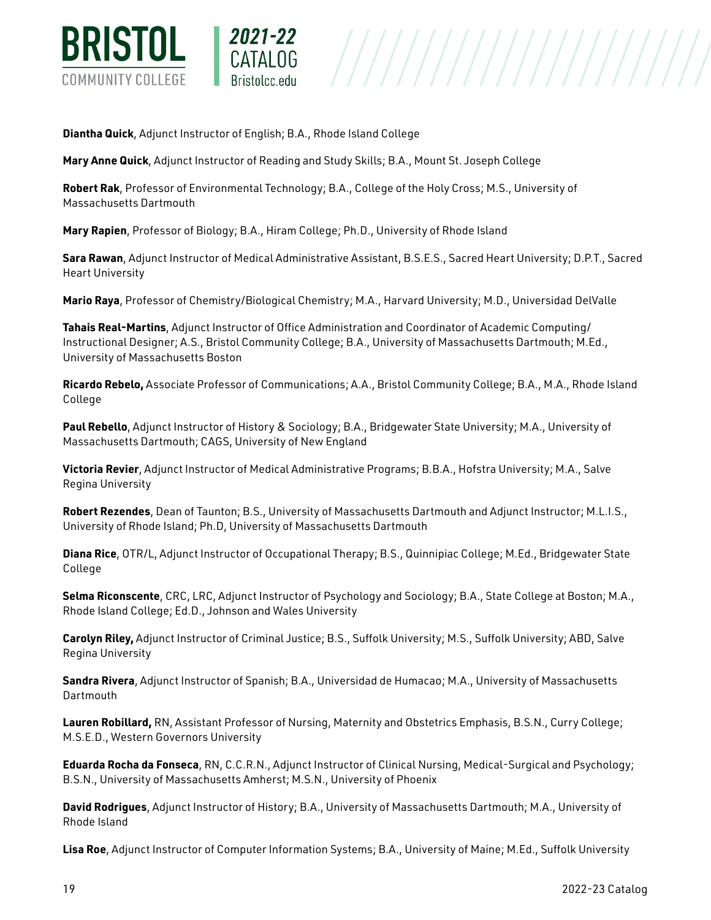**Diantha Quick**, Adjunct Instructor of English; B.A., Rhode Island College

**Mary Anne Quick**, Adjunct Instructor of Reading and Study Skills; B.A., Mount St. Joseph College

**Robert Rak**, Professor of Environmental Technology; B.A., College of the Holy Cross; M.S., University of Massachusetts Dartmouth

**Mary Rapien**, Professor of Biology; B.A., Hiram College; Ph.D., University of Rhode Island

**Sara Rawan**, Adjunct Instructor of Medical Administrative Assistant, B.S.E.S., Sacred Heart University; D.P.T., Sacred Heart University

**Mario Raya**, Professor of Chemistry/Biological Chemistry; M.A., Harvard University; M.D., Universidad DelValle

**Tahais Real-Martins**, Adjunct Instructor of Office Administration and Coordinator of Academic Computing/ Instructional Designer; A.S., Bristol Community College; B.A., University of Massachusetts Dartmouth; M.Ed., University of Massachusetts Boston

**Ricardo Rebelo,** Associate Professor of Communications; A.A., Bristol Community College; B.A., M.A., Rhode Island College

**Paul Rebello**, Adjunct Instructor of History & Sociology; B.A., Bridgewater State University; M.A., University of Massachusetts Dartmouth; CAGS, University of New England

**Victoria Revier**, Adjunct Instructor of Medical Administrative Programs; B.B.A., Hofstra University; M.A., Salve Regina University

**Robert Rezendes**, Dean of Taunton; B.S., University of Massachusetts Dartmouth and Adjunct Instructor; M.L.I.S., University of Rhode Island; Ph.D, University of Massachusetts Dartmouth

**Diana Rice**, OTR/L, Adjunct Instructor of Occupational Therapy; B.S., Quinnipiac College; M.Ed., Bridgewater State College

**Selma Riconscente**, CRC, LRC, Adjunct Instructor of Psychology and Sociology; B.A., State College at Boston; M.A., Rhode Island College; Ed.D., Johnson and Wales University

**Carolyn Riley,** Adjunct Instructor of Criminal Justice; B.S., Suffolk University; M.S., Suffolk University; ABD, Salve Regina University

**Sandra Rivera**, Adjunct Instructor of Spanish; B.A., Universidad de Humacao; M.A., University of Massachusetts Dartmouth

**Lauren Robillard,** RN, Assistant Professor of Nursing, Maternity and Obstetrics Emphasis, B.S.N., Curry College; M.S.E.D., Western Governors University

**Eduarda Rocha da Fonseca**, RN, C.C.R.N., Adjunct Instructor of Clinical Nursing, Medical-Surgical and Psychology; B.S.N., University of Massachusetts Amherst; M.S.N., University of Phoenix

**David Rodrigues**, Adjunct Instructor of History; B.A., University of Massachusetts Dartmouth; M.A., University of Rhode Island

**Lisa Roe**, Adjunct Instructor of Computer Information Systems; B.A., University of Maine; M.Ed., Suffolk University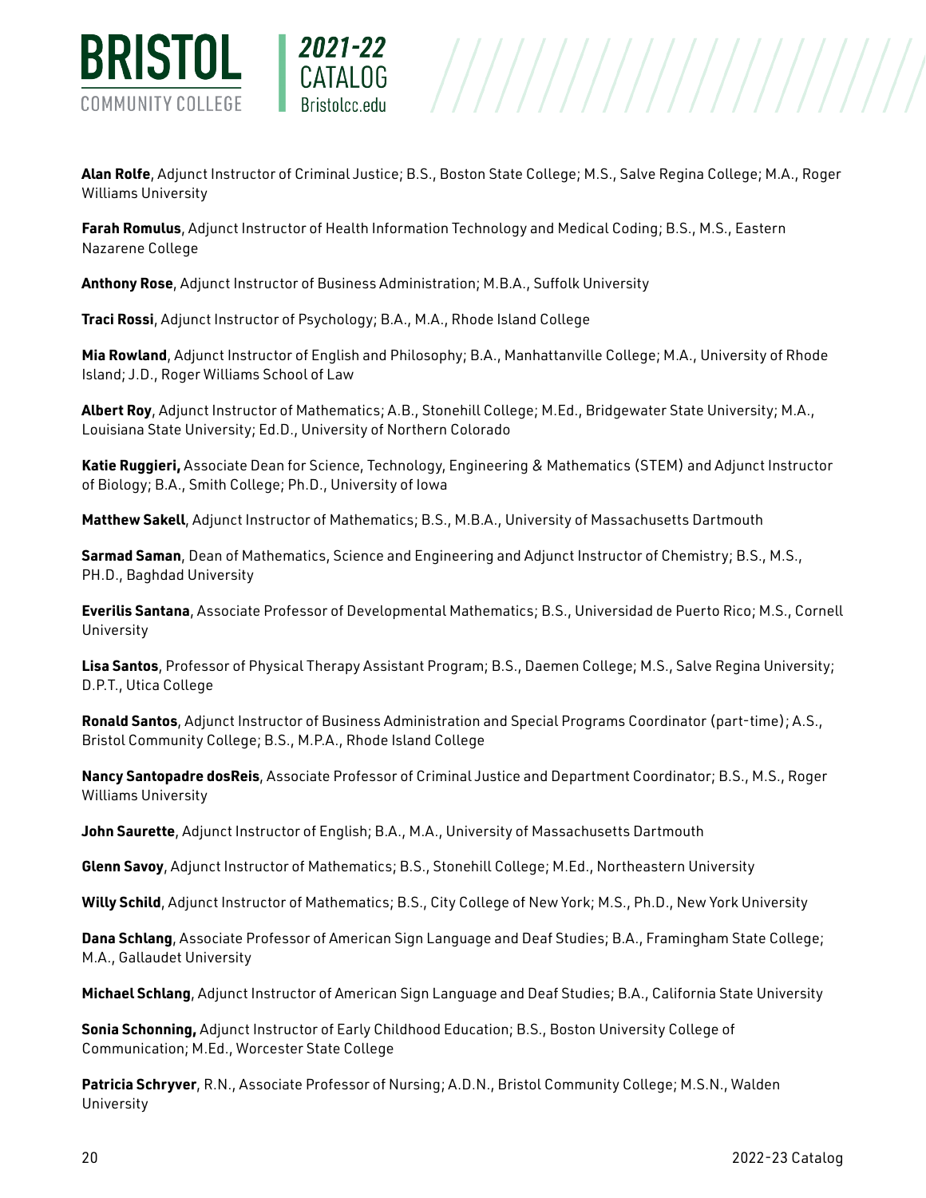**Alan Rolfe**, Adjunct Instructor of Criminal Justice; B.S., Boston State College; M.S., Salve Regina College; M.A., Roger Williams University

**Farah Romulus**, Adjunct Instructor of Health Information Technology and Medical Coding; B.S., M.S., Eastern Nazarene College

**Anthony Rose**, Adjunct Instructor of Business Administration; M.B.A., Suffolk University

**Traci Rossi**, Adjunct Instructor of Psychology; B.A., M.A., Rhode Island College

**Mia Rowland**, Adjunct Instructor of English and Philosophy; B.A., Manhattanville College; M.A., University of Rhode Island; J.D., Roger Williams School of Law

**Albert Roy**, Adjunct Instructor of Mathematics; A.B., Stonehill College; M.Ed., Bridgewater State University; M.A., Louisiana State University; Ed.D., University of Northern Colorado

**Katie Ruggieri,** Associate Dean for Science, Technology, Engineering & Mathematics (STEM) and Adjunct Instructor of Biology; B.A., Smith College; Ph.D., University of Iowa

**Matthew Sakell**, Adjunct Instructor of Mathematics; B.S., M.B.A., University of Massachusetts Dartmouth

**Sarmad Saman**, Dean of Mathematics, Science and Engineering and Adjunct Instructor of Chemistry; B.S., M.S., PH.D., Baghdad University

**Everilis Santana**, Associate Professor of Developmental Mathematics; B.S., Universidad de Puerto Rico; M.S., Cornell University

**Lisa Santos**, Professor of Physical Therapy Assistant Program; B.S., Daemen College; M.S., Salve Regina University; D.P.T., Utica College

**Ronald Santos**, Adjunct Instructor of Business Administration and Special Programs Coordinator (part-time); A.S., Bristol Community College; B.S., M.P.A., Rhode Island College

**Nancy Santopadre dosReis**, Associate Professor of Criminal Justice and Department Coordinator; B.S., M.S., Roger Williams University

**John Saurette**, Adjunct Instructor of English; B.A., M.A., University of Massachusetts Dartmouth

**Glenn Savoy**, Adjunct Instructor of Mathematics; B.S., Stonehill College; M.Ed., Northeastern University

**Willy Schild**, Adjunct Instructor of Mathematics; B.S., City College of New York; M.S., Ph.D., New York University

**Dana Schlang**, Associate Professor of American Sign Language and Deaf Studies; B.A., Framingham State College; M.A., Gallaudet University

**Michael Schlang**, Adjunct Instructor of American Sign Language and Deaf Studies; B.A., California State University

**Sonia Schonning,** Adjunct Instructor of Early Childhood Education; B.S., Boston University College of Communication; M.Ed., Worcester State College

**Patricia Schryver**, R.N., Associate Professor of Nursing; A.D.N., Bristol Community College; M.S.N., Walden University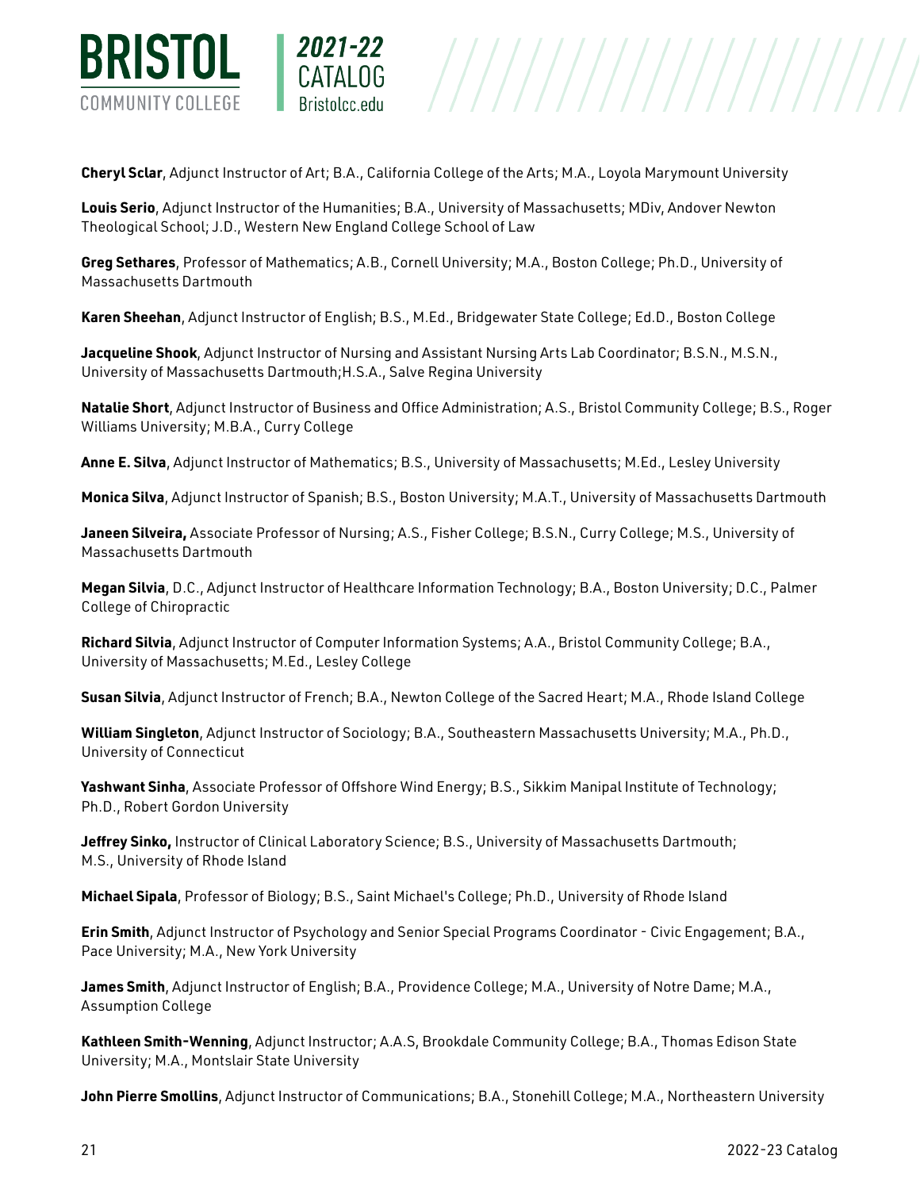**Cheryl Sclar**, Adjunct Instructor of Art; B.A., California College of the Arts; M.A., Loyola Marymount University

**Louis Serio**, Adjunct Instructor of the Humanities; B.A., University of Massachusetts; MDiv, Andover Newton Theological School; J.D., Western New England College School of Law

**Greg Sethares**, Professor of Mathematics; A.B., Cornell University; M.A., Boston College; Ph.D., University of Massachusetts Dartmouth

**Karen Sheehan**, Adjunct Instructor of English; B.S., M.Ed., Bridgewater State College; Ed.D., Boston College

**Jacqueline Shook**, Adjunct Instructor of Nursing and Assistant Nursing Arts Lab Coordinator; B.S.N., M.S.N., University of Massachusetts Dartmouth;H.S.A., Salve Regina University

**Natalie Short**, Adjunct Instructor of Business and Office Administration; A.S., Bristol Community College; B.S., Roger Williams University; M.B.A., Curry College

**Anne E. Silva**, Adjunct Instructor of Mathematics; B.S., University of Massachusetts; M.Ed., Lesley University

**Monica Silva**, Adjunct Instructor of Spanish; B.S., Boston University; M.A.T., University of Massachusetts Dartmouth

**Janeen Silveira,** Associate Professor of Nursing; A.S., Fisher College; B.S.N., Curry College; M.S., University of Massachusetts Dartmouth

**Megan Silvia**, D.C., Adjunct Instructor of Healthcare Information Technology; B.A., Boston University; D.C., Palmer College of Chiropractic

**Richard Silvia**, Adjunct Instructor of Computer Information Systems; A.A., Bristol Community College; B.A., University of Massachusetts; M.Ed., Lesley College

**Susan Silvia**, Adjunct Instructor of French; B.A., Newton College of the Sacred Heart; M.A., Rhode Island College

**William Singleton**, Adjunct Instructor of Sociology; B.A., Southeastern Massachusetts University; M.A., Ph.D., University of Connecticut

**Yashwant Sinha**, Associate Professor of Offshore Wind Energy; B.S., Sikkim Manipal Institute of Technology; Ph.D., Robert Gordon University

**Jeffrey Sinko,** Instructor of Clinical Laboratory Science; B.S., University of Massachusetts Dartmouth; M.S., University of Rhode Island

**Michael Sipala**, Professor of Biology; B.S., Saint Michael's College; Ph.D., University of Rhode Island

**Erin Smith**, Adjunct Instructor of Psychology and Senior Special Programs Coordinator - Civic Engagement; B.A., Pace University; M.A., New York University

**James Smith**, Adjunct Instructor of English; B.A., Providence College; M.A., University of Notre Dame; M.A., Assumption College

**Kathleen Smith-Wenning**, Adjunct Instructor; A.A.S, Brookdale Community College; B.A., Thomas Edison State University; M.A., Montslair State University

**John Pierre Smollins**, Adjunct Instructor of Communications; B.A., Stonehill College; M.A., Northeastern University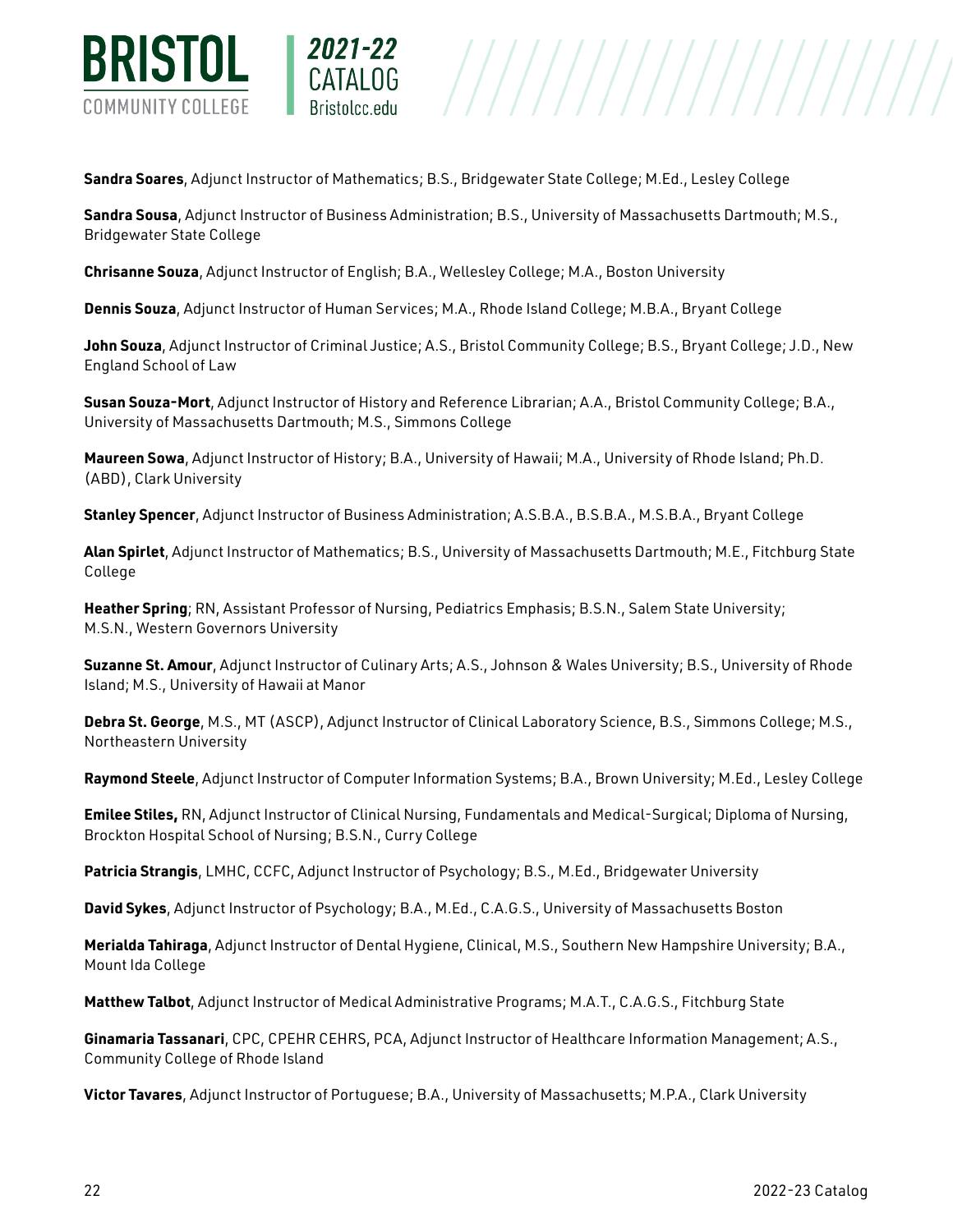**Sandra Soares**, Adjunct Instructor of Mathematics; B.S., Bridgewater State College; M.Ed., Lesley College

**Sandra Sousa**, Adjunct Instructor of Business Administration; B.S., University of Massachusetts Dartmouth; M.S., Bridgewater State College

**Chrisanne Souza**, Adjunct Instructor of English; B.A., Wellesley College; M.A., Boston University

**Dennis Souza**, Adjunct Instructor of Human Services; M.A., Rhode Island College; M.B.A., Bryant College

**John Souza**, Adjunct Instructor of Criminal Justice; A.S., Bristol Community College; B.S., Bryant College; J.D., New England School of Law

**Susan Souza-Mort**, Adjunct Instructor of History and Reference Librarian; A.A., Bristol Community College; B.A., University of Massachusetts Dartmouth; M.S., Simmons College

**Maureen Sowa**, Adjunct Instructor of History; B.A., University of Hawaii; M.A., University of Rhode Island; Ph.D. (ABD), Clark University

**Stanley Spencer**, Adjunct Instructor of Business Administration; A.S.B.A., B.S.B.A., M.S.B.A., Bryant College

**Alan Spirlet**, Adjunct Instructor of Mathematics; B.S., University of Massachusetts Dartmouth; M.E., Fitchburg State College

**Heather Spring**; RN, Assistant Professor of Nursing, Pediatrics Emphasis; B.S.N., Salem State University; M.S.N., Western Governors University

**Suzanne St. Amour**, Adjunct Instructor of Culinary Arts; A.S., Johnson & Wales University; B.S., University of Rhode Island; M.S., University of Hawaii at Manor

**Debra St. George**, M.S., MT (ASCP), Adjunct Instructor of Clinical Laboratory Science, B.S., Simmons College; M.S., Northeastern University

**Raymond Steele**, Adjunct Instructor of Computer Information Systems; B.A., Brown University; M.Ed., Lesley College

**Emilee Stiles,** RN, Adjunct Instructor of Clinical Nursing, Fundamentals and Medical-Surgical; Diploma of Nursing, Brockton Hospital School of Nursing; B.S.N., Curry College

**Patricia Strangis**, LMHC, CCFC, Adjunct Instructor of Psychology; B.S., M.Ed., Bridgewater University

**David Sykes**, Adjunct Instructor of Psychology; B.A., M.Ed., C.A.G.S., University of Massachusetts Boston

**Merialda Tahiraga**, Adjunct Instructor of Dental Hygiene, Clinical, M.S., Southern New Hampshire University; B.A., Mount Ida College

**Matthew Talbot**, Adjunct Instructor of Medical Administrative Programs; M.A.T., C.A.G.S., Fitchburg State

**Ginamaria Tassanari**, CPC, CPEHR CEHRS, PCA, Adjunct Instructor of Healthcare Information Management; A.S., Community College of Rhode Island

**Victor Tavares**, Adjunct Instructor of Portuguese; B.A., University of Massachusetts; M.P.A., Clark University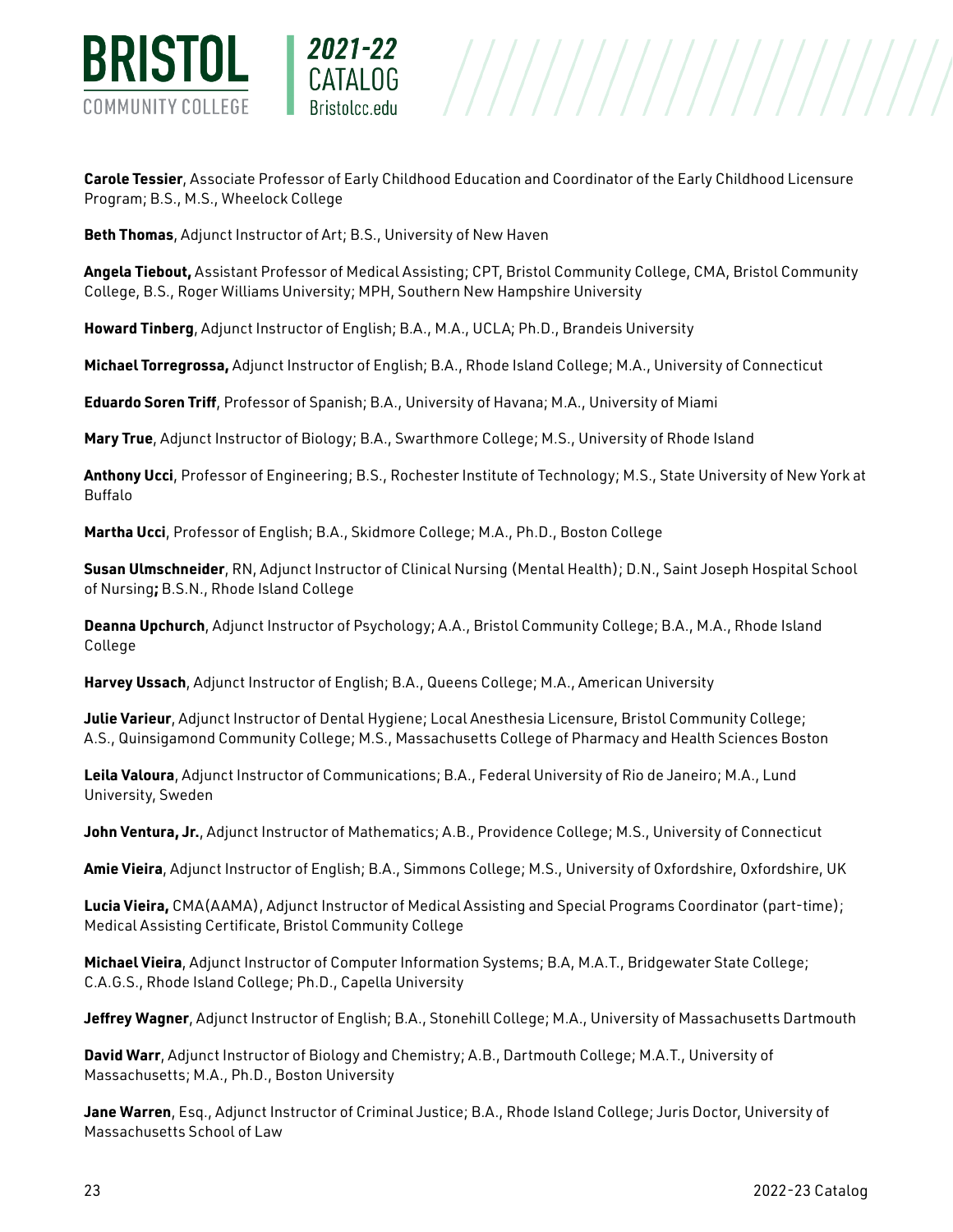**Carole Tessier**, Associate Professor of Early Childhood Education and Coordinator of the Early Childhood Licensure Program; B.S., M.S., Wheelock College

**Beth Thomas**, Adjunct Instructor of Art; B.S., University of New Haven

**Angela Tiebout,** Assistant Professor of Medical Assisting; CPT, Bristol Community College, CMA, Bristol Community College, B.S., Roger Williams University; MPH, Southern New Hampshire University

**Howard Tinberg**, Adjunct Instructor of English; B.A., M.A., UCLA; Ph.D., Brandeis University

**Michael Torregrossa,** Adjunct Instructor of English; B.A., Rhode Island College; M.A., University of Connecticut

**Eduardo Soren Triff**, Professor of Spanish; B.A., University of Havana; M.A., University of Miami

**Mary True**, Adjunct Instructor of Biology; B.A., Swarthmore College; M.S., University of Rhode Island

**Anthony Ucci**, Professor of Engineering; B.S., Rochester Institute of Technology; M.S., State University of New York at Buffalo

**Martha Ucci**, Professor of English; B.A., Skidmore College; M.A., Ph.D., Boston College

**Susan Ulmschneider**, RN, Adjunct Instructor of Clinical Nursing (Mental Health); D.N., Saint Joseph Hospital School of Nursing**;** B.S.N., Rhode Island College

**Deanna Upchurch**, Adjunct Instructor of Psychology; A.A., Bristol Community College; B.A., M.A., Rhode Island College

**Harvey Ussach**, Adjunct Instructor of English; B.A., Queens College; M.A., American University

**Julie Varieur**, Adjunct Instructor of Dental Hygiene; Local Anesthesia Licensure, Bristol Community College; A.S., Quinsigamond Community College; M.S., Massachusetts College of Pharmacy and Health Sciences Boston

**Leila Valoura**, Adjunct Instructor of Communications; B.A., Federal University of Rio de Janeiro; M.A., Lund University, Sweden

**John Ventura, Jr.**, Adjunct Instructor of Mathematics; A.B., Providence College; M.S., University of Connecticut

**Amie Vieira**, Adjunct Instructor of English; B.A., Simmons College; M.S., University of Oxfordshire, Oxfordshire, UK

**Lucia Vieira,** CMA(AAMA), Adjunct Instructor of Medical Assisting and Special Programs Coordinator (part-time); Medical Assisting Certificate, Bristol Community College

**Michael Vieira**, Adjunct Instructor of Computer Information Systems; B.A, M.A.T., Bridgewater State College; C.A.G.S., Rhode Island College; Ph.D., Capella University

**Jeffrey Wagner**, Adjunct Instructor of English; B.A., Stonehill College; M.A., University of Massachusetts Dartmouth

**David Warr**, Adjunct Instructor of Biology and Chemistry; A.B., Dartmouth College; M.A.T., University of Massachusetts; M.A., Ph.D., Boston University

**Jane Warren**, Esq., Adjunct Instructor of Criminal Justice; B.A., Rhode Island College; Juris Doctor, University of Massachusetts School of Law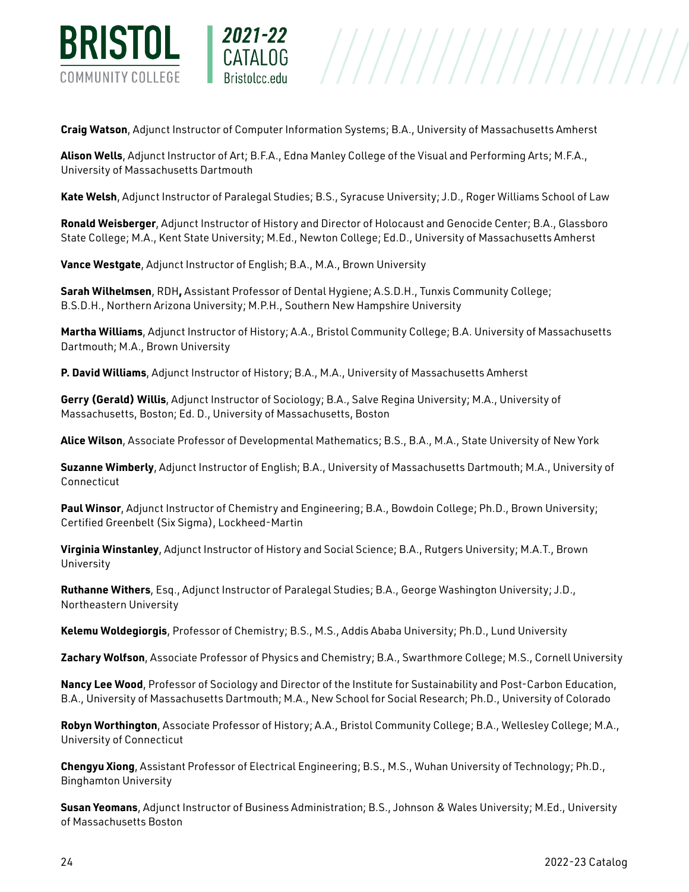**Craig Watson**, Adjunct Instructor of Computer Information Systems; B.A., University of Massachusetts Amherst

**Alison Wells**, Adjunct Instructor of Art; B.F.A., Edna Manley College of the Visual and Performing Arts; M.F.A., University of Massachusetts Dartmouth

**Kate Welsh**, Adjunct Instructor of Paralegal Studies; B.S., Syracuse University; J.D., Roger Williams School of Law

**Ronald Weisberger**, Adjunct Instructor of History and Director of Holocaust and Genocide Center; B.A., Glassboro State College; M.A., Kent State University; M.Ed., Newton College; Ed.D., University of Massachusetts Amherst

**Vance Westgate**, Adjunct Instructor of English; B.A., M.A., Brown University

**Sarah Wilhelmsen**, RDH**,** Assistant Professor of Dental Hygiene; A.S.D.H., Tunxis Community College; B.S.D.H., Northern Arizona University; M.P.H., Southern New Hampshire University

**Martha Williams**, Adjunct Instructor of History; A.A., Bristol Community College; B.A. University of Massachusetts Dartmouth; M.A., Brown University

**P. David Williams**, Adjunct Instructor of History; B.A., M.A., University of Massachusetts Amherst

**Gerry (Gerald) Willis**, Adjunct Instructor of Sociology; B.A., Salve Regina University; M.A., University of Massachusetts, Boston; Ed. D., University of Massachusetts, Boston

**Alice Wilson**, Associate Professor of Developmental Mathematics; B.S., B.A., M.A., State University of New York

**Suzanne Wimberly**, Adjunct Instructor of English; B.A., University of Massachusetts Dartmouth; M.A., University of Connecticut

**Paul Winsor**, Adjunct Instructor of Chemistry and Engineering; B.A., Bowdoin College; Ph.D., Brown University; Certified Greenbelt (Six Sigma), Lockheed-Martin

**Virginia Winstanley**, Adjunct Instructor of History and Social Science; B.A., Rutgers University; M.A.T., Brown University

**Ruthanne Withers**, Esq., Adjunct Instructor of Paralegal Studies; B.A., George Washington University; J.D., Northeastern University

**Kelemu Woldegiorgis**, Professor of Chemistry; B.S., M.S., Addis Ababa University; Ph.D., Lund University

**Zachary Wolfson**, Associate Professor of Physics and Chemistry; B.A., Swarthmore College; M.S., Cornell University

**Nancy Lee Wood**, Professor of Sociology and Director of the Institute for Sustainability and Post-Carbon Education, B.A., University of Massachusetts Dartmouth; M.A., New School for Social Research; Ph.D., University of Colorado

**Robyn Worthington**, Associate Professor of History; A.A., Bristol Community College; B.A., Wellesley College; M.A., University of Connecticut

**Chengyu Xiong**, Assistant Professor of Electrical Engineering; B.S., M.S., Wuhan University of Technology; Ph.D., Binghamton University

**Susan Yeomans**, Adjunct Instructor of Business Administration; B.S., Johnson & Wales University; M.Ed., University of Massachusetts Boston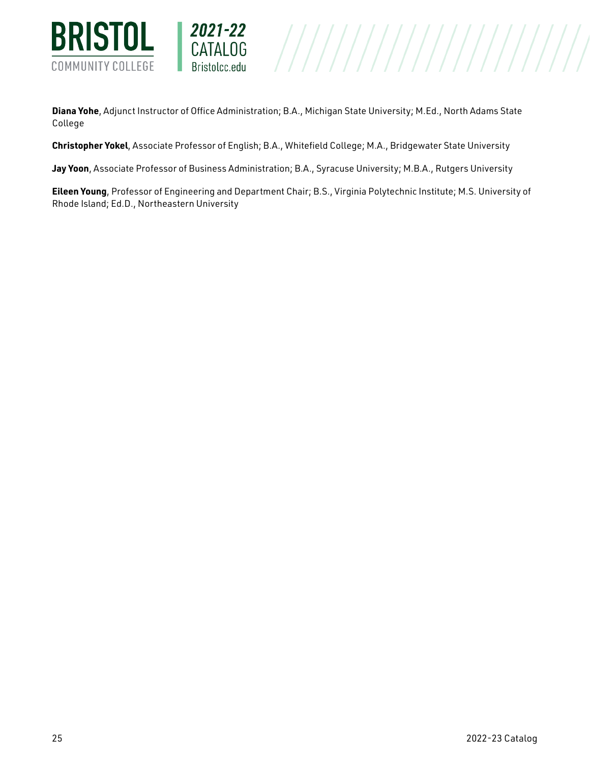**Diana Yohe**, Adjunct Instructor of Office Administration; B.A., Michigan State University; M.Ed., North Adams State College

**Christopher Yokel**, Associate Professor of English; B.A., Whitefield College; M.A., Bridgewater State University

**Jay Yoon**, Associate Professor of Business Administration; B.A., Syracuse University; M.B.A., Rutgers University

**Eileen Young**, Professor of Engineering and Department Chair; B.S., Virginia Polytechnic Institute; M.S. University of Rhode Island; Ed.D., Northeastern University